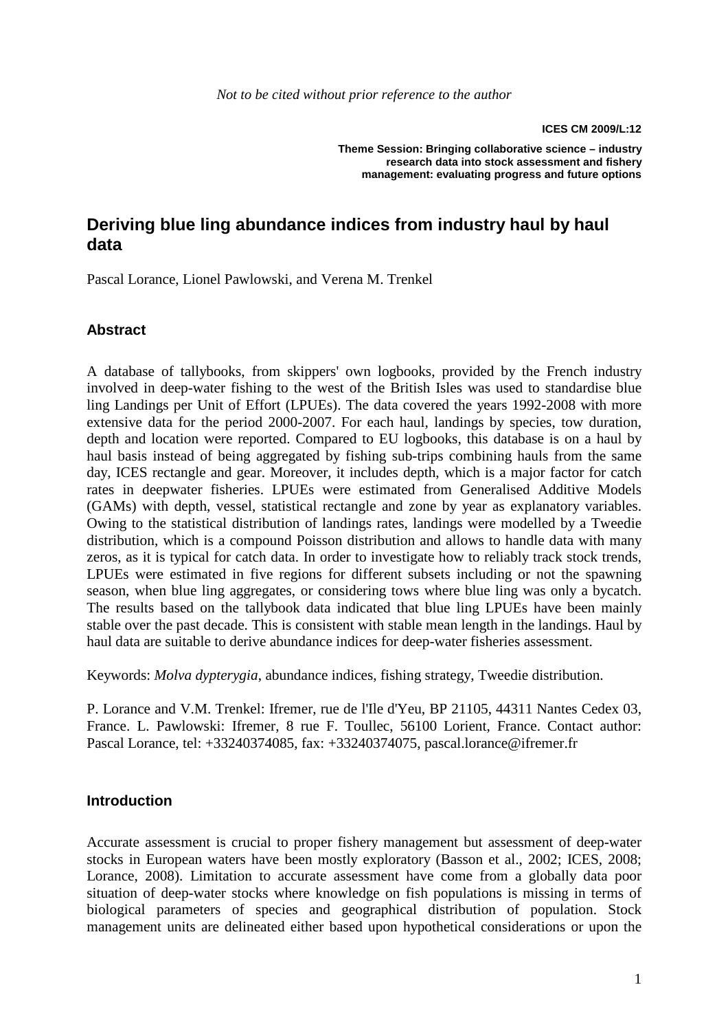*Not to be cited without prior reference to the author*

**ICES CM 2009/L:12**

**Theme Session: Bringing collaborative science – industry research data into stock assessment and fishery management: evaluating progress and future options**

# Deriving blue ling abundance indices from industry haul by haul data

Pascal Lorance, Lionel Pawlowski, and Verena M. Trenkel

## Abstract

A database of tallybooks, from skippers' own logbooks, provided by the French industry involved in deep-water fishing to the west of the British Isles was used to standardise blue ling Landings per Unit of Effort (LPUEs). The data covered the years 1992-2008 with more extensive data for the period 2000-2007. For each haul, landings by species, tow duration, depth and location were reported. Compared to EU logbooks, this database is on a haul by haul basis instead of being aggregated by fishing sub-trips combining hauls from the same day, ICES rectangle and gear. Moreover, it includes depth, which is a major factor for catch rates in deepwater fisheries. LPUEs were estimated from Generalised Additive Models (GAMs) with depth, vessel, statistical rectangle and zone by year as explanatory variables. Owing to the statistical distribution of landings rates, landings were modelled by a Tweedie distribution, which is a compound Poisson distribution and allows to handle data with many zeros, as it is typical for catch data. In order to investigate how to reliably track stock trends, LPUEs were estimated in five regions for different subsets including or not the spawning season, when blue ling aggregates, or considering tows where blue ling was only a bycatch. The results based on the tallybook data indicated that blue ling LPUEs have been mainly stable over the past decade. This is consistent with stable mean length in the landings. Haul by haul data are suitable to derive abundance indices for deep-water fisheries assessment.

Keywords: *Molva dypterygia*, abundance indices, fishing strategy, Tweedie distribution.

P. Lorance and V.M. Trenkel: Ifremer, rue de l'Ile d'Yeu, BP 21105, 44311 Nantes Cedex 03, France. L. Pawlowski: Ifremer, 8 rue F. Toullec, 56100 Lorient, France. Contact author: Pascal Lorance, tel: +33240374085, fax: +33240374075, pascal.lorance@ifremer.fr

## Introduction

Accurate assessment is crucial to proper fishery management but assessment of deep-water stocks in European waters have been mostly exploratory (Basson et al., 2002; ICES, 2008; Lorance, 2008). Limitation to accurate assessment have come from a globally data poor situation of deep-water stocks where knowledge on fish populations is missing in terms of biological parameters of species and geographical distribution of population. Stock management units are delineated either based upon hypothetical considerations or upon the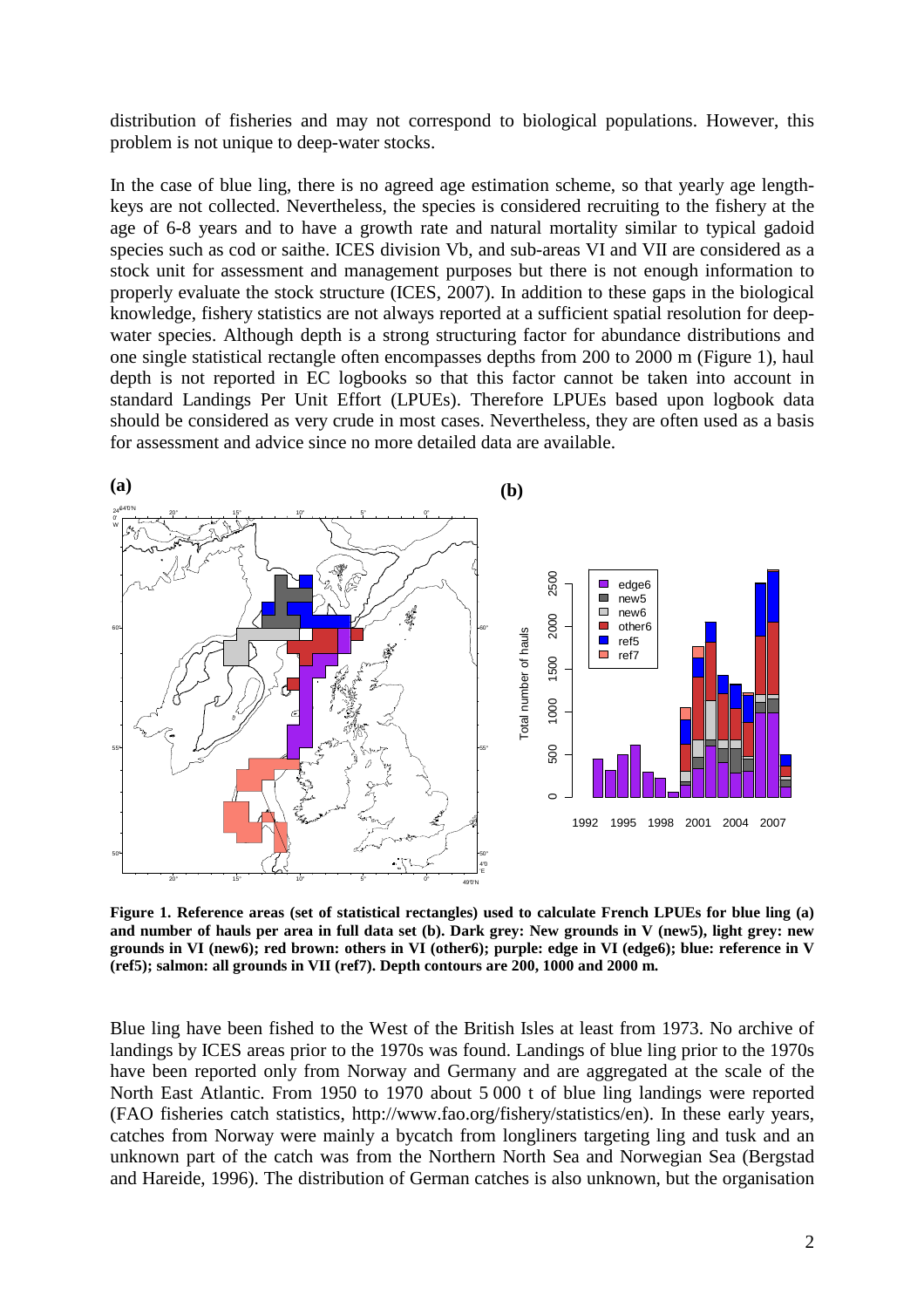distribution of fisheries and may not correspond to biological populations. However, this problem is not unique to deep-water stocks.

In the case of blue ling, there is no agreed age estimation scheme, so that yearly age length-keys are not collected. Nevertheless, the species is considered recruiting to the fishery at the age of 6-8 years and to have a growth rate and natural mortality similar to typical gadoid species such as cod or saithe. ICES division Vb, and sub-areas VI and VII are considered as a stock unit for assessment and management purposes but there is not enough information to properly evaluate the stock structure (ICES, 2007). In addition to these gaps in the biological knowledge, fishery statistics are not always reported at a sufficient spatial resolution for deep-water species. Although depth is a strong structuring factor for abundance distributions and one single statistical rectangle often encompasses depths from 200 to 2000 m (Figure 1), haul depth is not reported in EC logbooks so that this factor cannot be taken into account in standard Landings Per Unit Effort (LPUEs). Therefore LPUEs based upon logbook data should be considered as very crude in most cases. Nevertheless, they are often used as a basis for assessment and advice since no more detailed data are available.

**Figure 1. Reference areas (set of statistical rectangles) used to calculate French LPUEs for blue ling (a) and number of hauls per area in full data set (b). Dark grey: New grounds in V (new5), light grey: new grounds in VI (new6); red brown: others in VI (other6); purple: edge in VI (edge6); blue: reference in V (ref5); salmon: all grounds in VII (ref7). Depth contours are 200, 1000 and 2000 m.**

Blue ling have been fished to the West of the British Isles at least from 1973. No archive of landings by ICES areas prior to the 1970s was found. Landings of blue ling prior to the 1970s have been reported only from Norway and Germany and are aggregated at the scale of the North East Atlantic. From 1950 to 1970 about 5 000 t of blue ling landings were reported (FAO fisheries catch statistics, http://www.fao.org/fishery/statistics/en). In these early years, catches from Norway were mainly a bycatch from longliners targeting ling and tusk and an unknown part of the catch was from the Northern North Sea and Norwegian Sea (Bergstad and Hareide, 1996). The distribution of German catches is also unknown, but the organisation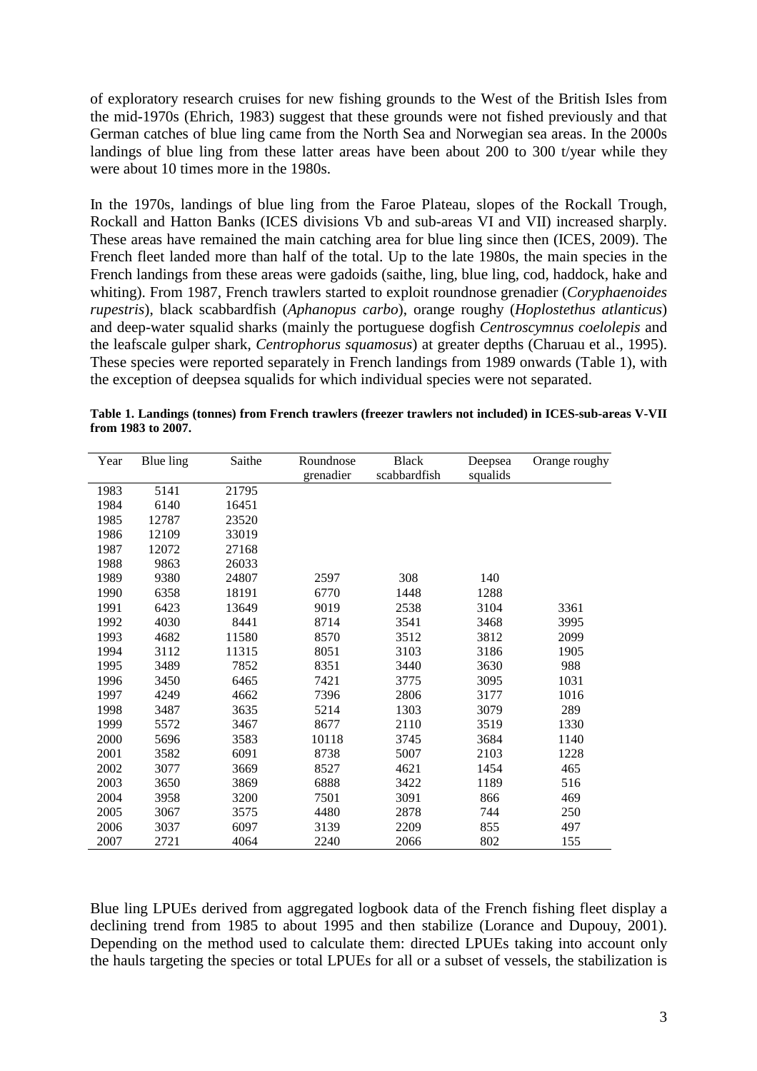of exploratory research cruises for new fishing grounds to the West of the British Isles from the mid-1970s (Ehrich, 1983) suggest that these grounds were not fished previously and that German catches of blue ling came from the North Sea and Norwegian sea areas. In the 2000s landings of blue ling from these latter areas have been about 200 to 300 t/year while they were about 10 times more in the 1980s.

In the 1970s, landings of blue ling from the Faroe Plateau, slopes of the Rockall Trough, Rockall and Hatton Banks (ICES divisions Vb and sub-areas VI and VII) increased sharply. These areas have remained the main catching area for blue ling since then (ICES, 2009). The French fleet landed more than half of the total. Up to the late 1980s, the main species in the French landings from these areas were gadoids (saithe, ling, blue ling, cod, haddock, hake and whiting). From 1987, French trawlers started to exploit roundnose grenadier (*Coryphaenoides rupestris*), black scabbardfish (*Aphanopus carbo*), orange roughy (*Hoplostethus atlanticus*) and deep-water squalid sharks (mainly the portuguese dogfish *Centroscymnus coelolepis* and the leafscale gulper shark, *Centrophorus squamosus*) at greater depths (Charuau et al., 1995). These species were reported separately in French landings from 1989 onwards (Table 1), with the exception of deepsea squalids for which individual species were not separated.

**Table 1. Landings (tonnes) from French trawlers (freezer trawlers not included) in ICES-sub-areas V-VII from 1983 to 2007.**

| Year | Blue ling | Saithe | Roundnose grenadier | Black scabbardfish | Deepsea squalids | Orange roughy |
|---|---|---|---|---|---|---|
| 1983 | 5141 | 21795 | | | | |
| 1984 | 6140 | 16451 | | | | |
| 1985 | 12787 | 23520 | | | | |
| 1986 | 12109 | 33019 | | | | |
| 1987 | 12072 | 27168 | | | | |
| 1988 | 9863 | 26033 | | | | |
| 1989 | 9380 | 24807 | 2597 | 308 | 140 | |
| 1990 | 6358 | 18191 | 6770 | 1448 | 1288 | |
| 1991 | 6423 | 13649 | 9019 | 2538 | 3104 | 3361 |
| 1992 | 4030 | 8441 | 8714 | 3541 | 3468 | 3995 |
| 1993 | 4682 | 11580 | 8570 | 3512 | 3812 | 2099 |
| 1994 | 3112 | 11315 | 8051 | 3103 | 3186 | 1905 |
| 1995 | 3489 | 7852 | 8351 | 3440 | 3630 | 988 |
| 1996 | 3450 | 6465 | 7421 | 3775 | 3095 | 1031 |
| 1997 | 4249 | 4662 | 7396 | 2806 | 3177 | 1016 |
| 1998 | 3487 | 3635 | 5214 | 1303 | 3079 | 289 |
| 1999 | 5572 | 3467 | 8677 | 2110 | 3519 | 1330 |
| 2000 | 5696 | 3583 | 10118 | 3745 | 3684 | 1140 |
| 2001 | 3582 | 6091 | 8738 | 5007 | 2103 | 1228 |
| 2002 | 3077 | 3669 | 8527 | 4621 | 1454 | 465 |
| 2003 | 3650 | 3869 | 6888 | 3422 | 1189 | 516 |
| 2004 | 3958 | 3200 | 7501 | 3091 | 866 | 469 |
| 2005 | 3067 | 3575 | 4480 | 2878 | 744 | 250 |
| 2006 | 3037 | 6097 | 3139 | 2209 | 855 | 497 |
| 2007 | 2721 | 4064 | 2240 | 2066 | 802 | 155 |

Blue ling LPUEs derived from aggregated logbook data of the French fishing fleet display a declining trend from 1985 to about 1995 and then stabilize (Lorance and Dupouy, 2001). Depending on the method used to calculate them: directed LPUEs taking into account only the hauls targeting the species or total LPUEs for all or a subset of vessels, the stabilization is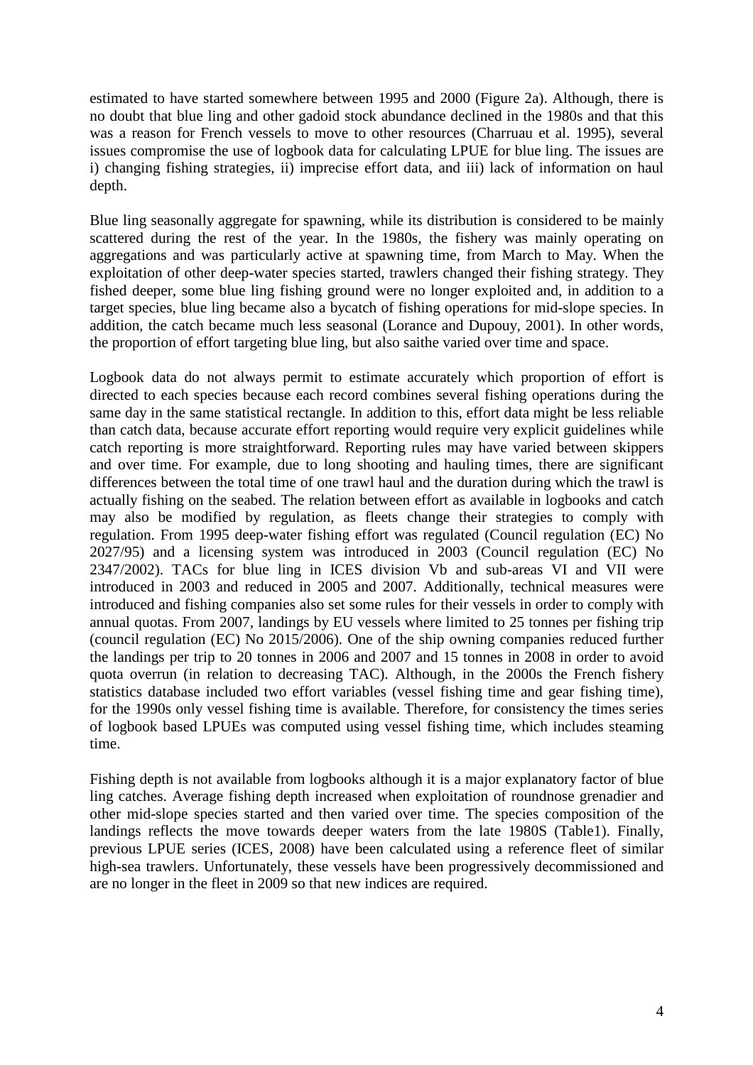estimated to have started somewhere between 1995 and 2000 (Figure 2a). Although, there is no doubt that blue ling and other gadoid stock abundance declined in the 1980s and that this was a reason for French vessels to move to other resources (Charruau et al. 1995), several issues compromise the use of logbook data for calculating LPUE for blue ling. The issues are i) changing fishing strategies, ii) imprecise effort data, and iii) lack of information on haul depth.

Blue ling seasonally aggregate for spawning, while its distribution is considered to be mainly scattered during the rest of the year. In the 1980s, the fishery was mainly operating on aggregations and was particularly active at spawning time, from March to May. When the exploitation of other deep-water species started, trawlers changed their fishing strategy. They fished deeper, some blue ling fishing ground were no longer exploited and, in addition to a target species, blue ling became also a bycatch of fishing operations for mid-slope species. In addition, the catch became much less seasonal (Lorance and Dupouy, 2001). In other words, the proportion of effort targeting blue ling, but also saithe varied over time and space.

Logbook data do not always permit to estimate accurately which proportion of effort is directed to each species because each record combines several fishing operations during the same day in the same statistical rectangle. In addition to this, effort data might be less reliable than catch data, because accurate effort reporting would require very explicit guidelines while catch reporting is more straightforward. Reporting rules may have varied between skippers and over time. For example, due to long shooting and hauling times, there are significant differences between the total time of one trawl haul and the duration during which the trawl is actually fishing on the seabed. The relation between effort as available in logbooks and catch may also be modified by regulation, as fleets change their strategies to comply with regulation. From 1995 deep-water fishing effort was regulated (Council regulation (EC) No 2027/95) and a licensing system was introduced in 2003 (Council regulation (EC) No 2347/2002). TACs for blue ling in ICES division Vb and sub-areas VI and VII were introduced in 2003 and reduced in 2005 and 2007. Additionally, technical measures were introduced and fishing companies also set some rules for their vessels in order to comply with annual quotas. From 2007, landings by EU vessels where limited to 25 tonnes per fishing trip (council regulation (EC) No 2015/2006). One of the ship owning companies reduced further the landings per trip to 20 tonnes in 2006 and 2007 and 15 tonnes in 2008 in order to avoid quota overrun (in relation to decreasing TAC). Although, in the 2000s the French fishery statistics database included two effort variables (vessel fishing time and gear fishing time), for the 1990s only vessel fishing time is available. Therefore, for consistency the times series of logbook based LPUEs was computed using vessel fishing time, which includes steaming time.

Fishing depth is not available from logbooks although it is a major explanatory factor of blue ling catches. Average fishing depth increased when exploitation of roundnose grenadier and other mid-slope species started and then varied over time. The species composition of the landings reflects the move towards deeper waters from the late 1980S (Table1). Finally, previous LPUE series (ICES, 2008) have been calculated using a reference fleet of similar high-sea trawlers. Unfortunately, these vessels have been progressively decommissioned and are no longer in the fleet in 2009 so that new indices are required.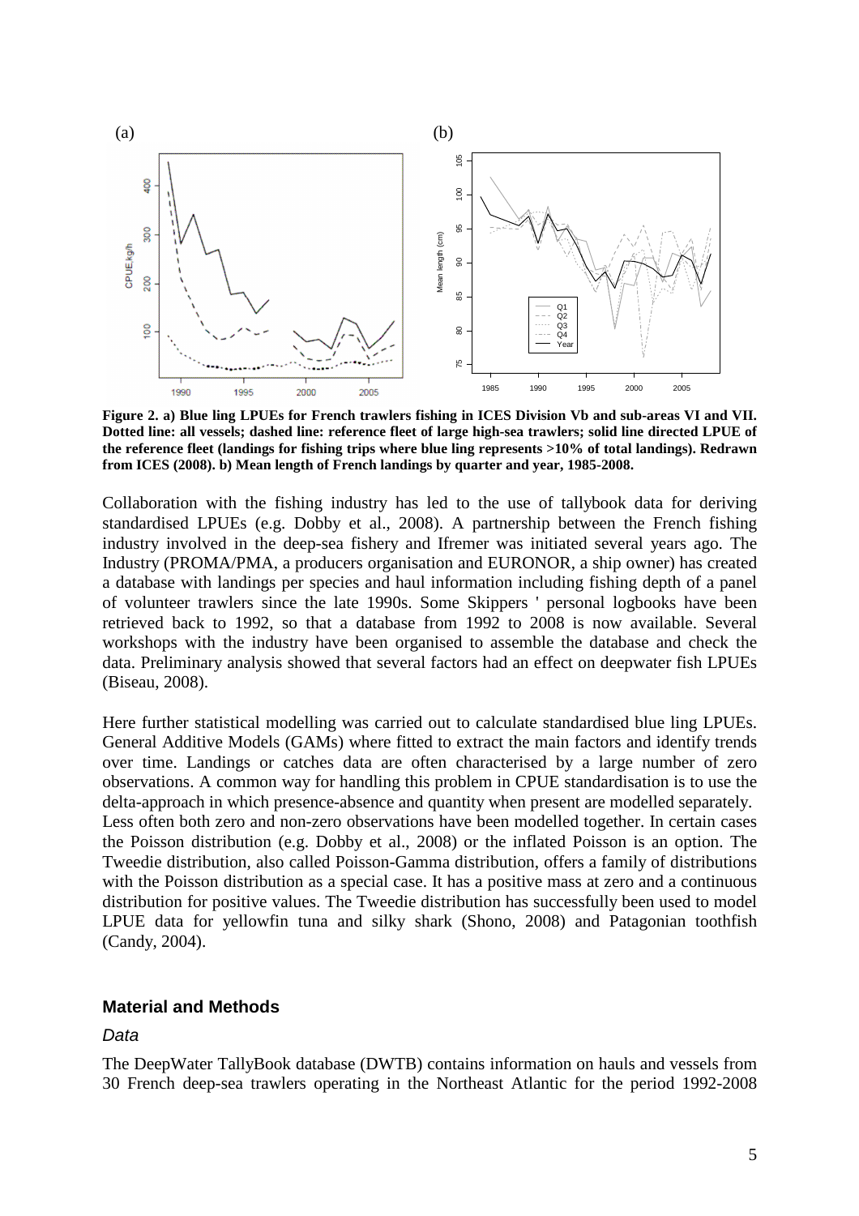(a) (b)

**Figure 2. a) Blue ling LPUEs for French trawlers fishing in ICES Division Vb and sub-areas VI and VII. Dotted line: all vessels; dashed line: reference fleet of large high-sea trawlers; solid line directed LPUE of the reference fleet (landings for fishing trips where blue ling represents >10% of total landings). Redrawn from ICES (2008). b) Mean length of French landings by quarter and year, 1985-2008.**

Collaboration with the fishing industry has led to the use of tallybook data for deriving standardised LPUEs (e.g. Dobby et al., 2008). A partnership between the French fishing industry involved in the deep-sea fishery and Ifremer was initiated several years ago. The Industry (PROMA/PMA, a producers organisation and EURONOR, a ship owner) has created a database with landings per species and haul information including fishing depth of a panel of volunteer trawlers since the late 1990s. Some Skippers ' personal logbooks have been retrieved back to 1992, so that a database from 1992 to 2008 is now available. Several workshops with the industry have been organised to assemble the database and check the data. Preliminary analysis showed that several factors had an effect on deepwater fish LPUEs (Biseau, 2008).

Here further statistical modelling was carried out to calculate standardised blue ling LPUEs. General Additive Models (GAMs) where fitted to extract the main factors and identify trends over time. Landings or catches data are often characterised by a large number of zero observations. A common way for handling this problem in CPUE standardisation is to use the delta-approach in which presence-absence and quantity when present are modelled separately. Less often both zero and non-zero observations have been modelled together. In certain cases the Poisson distribution (e.g. Dobby et al., 2008) or the inflated Poisson is an option. The Tweedie distribution, also called Poisson-Gamma distribution, offers a family of distributions with the Poisson distribution as a special case. It has a positive mass at zero and a continuous distribution for positive values. The Tweedie distribution has successfully been used to model LPUE data for yellowfin tuna and silky shark (Shono, 2008) and Patagonian toothfish (Candy, 2004).

## Material and Methods

### *Data*

The DeepWater TallyBook database (DWTB) contains information on hauls and vessels from 30 French deep-sea trawlers operating in the Northeast Atlantic for the period 1992-2008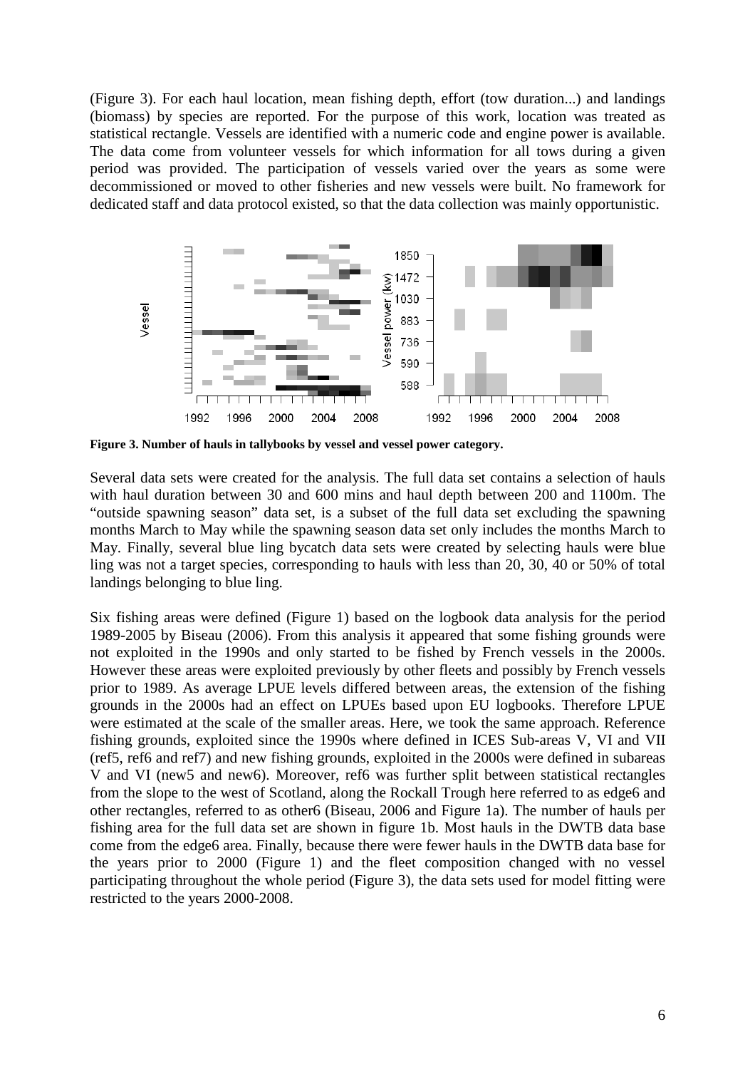(Figure 3). For each haul location, mean fishing depth, effort (tow duration...) and landings (biomass) by species are reported. For the purpose of this work, location was treated as statistical rectangle. Vessels are identified with a numeric code and engine power is available. The data come from volunteer vessels for which information for all tows during a given period was provided. The participation of vessels varied over the years as some were decommissioned or moved to other fisheries and new vessels were built. No framework for dedicated staff and data protocol existed, so that the data collection was mainly opportunistic.

**Figure 3. Number of hauls in tallybooks by vessel and vessel power category.**

Several data sets were created for the analysis. The full data set contains a selection of hauls with haul duration between 30 and 600 mins and haul depth between 200 and 1100m. The "outside spawning season" data set, is a subset of the full data set excluding the spawning months March to May while the spawning season data set only includes the months March to May. Finally, several blue ling bycatch data sets were created by selecting hauls were blue ling was not a target species, corresponding to hauls with less than 20, 30, 40 or 50% of total landings belonging to blue ling.

Six fishing areas were defined (Figure 1) based on the logbook data analysis for the period 1989-2005 by Biseau (2006). From this analysis it appeared that some fishing grounds were not exploited in the 1990s and only started to be fished by French vessels in the 2000s. However these areas were exploited previously by other fleets and possibly by French vessels prior to 1989. As average LPUE levels differed between areas, the extension of the fishing grounds in the 2000s had an effect on LPUEs based upon EU logbooks. Therefore LPUE were estimated at the scale of the smaller areas. Here, we took the same approach. Reference fishing grounds, exploited since the 1990s where defined in ICES Sub-areas V, VI and VII (ref5, ref6 and ref7) and new fishing grounds, exploited in the 2000s were defined in subareas V and VI (new5 and new6). Moreover, ref6 was further split between statistical rectangles from the slope to the west of Scotland, along the Rockall Trough here referred to as edge6 and other rectangles, referred to as other6 (Biseau, 2006 and Figure 1a). The number of hauls per fishing area for the full data set are shown in figure 1b. Most hauls in the DWTB data base come from the edge6 area. Finally, because there were fewer hauls in the DWTB data base for the years prior to 2000 (Figure 1) and the fleet composition changed with no vessel participating throughout the whole period (Figure 3), the data sets used for model fitting were restricted to the years 2000-2008.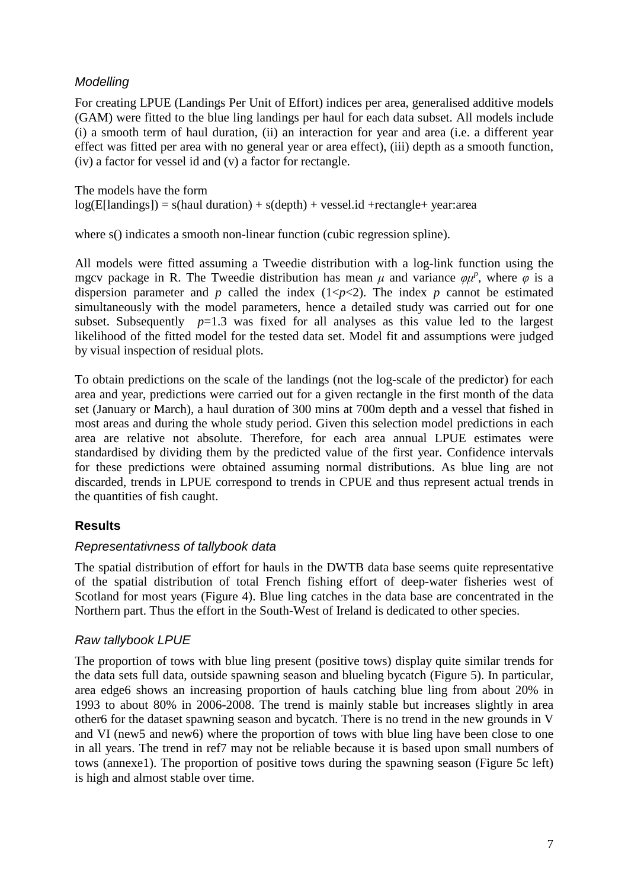### *Modelling*

For creating LPUE (Landings Per Unit of Effort) indices per area, generalised additive models (GAM) were fitted to the blue ling landings per haul for each data subset. All models include (i) a smooth term of haul duration, (ii) an interaction for year and area (i.e. a different year effect was fitted per area with no general year or area effect), (iii) depth as a smooth function, (iv) a factor for vessel id and (v) a factor for rectangle.

The models have the form
log(E[landings]) = s(haul duration) + s(depth) + vessel.id +rectangle+ year:area

where s() indicates a smooth non-linear function (cubic regression spline).

All models were fitted assuming a Tweedie distribution with a log-link function using the mgcv package in R. The Tweedie distribution has mean $\mu$ and variance $\varphi\mu^p$, where $\varphi$ is a dispersion parameter and $p$ called the index ($1<p<2$). The index $p$ cannot be estimated simultaneously with the model parameters, hence a detailed study was carried out for one subset. Subsequently $p=1.3$ was fixed for all analyses as this value led to the largest likelihood of the fitted model for the tested data set. Model fit and assumptions were judged by visual inspection of residual plots.

To obtain predictions on the scale of the landings (not the log-scale of the predictor) for each area and year, predictions were carried out for a given rectangle in the first month of the data set (January or March), a haul duration of 300 mins at 700m depth and a vessel that fished in most areas and during the whole study period. Given this selection model predictions in each area are relative not absolute. Therefore, for each area annual LPUE estimates were standardised by dividing them by the predicted value of the first year. Confidence intervals for these predictions were obtained assuming normal distributions. As blue ling are not discarded, trends in LPUE correspond to trends in CPUE and thus represent actual trends in the quantities of fish caught.

## **Results**

### *Representativness of tallybook data*

The spatial distribution of effort for hauls in the DWTB data base seems quite representative of the spatial distribution of total French fishing effort of deep-water fisheries west of Scotland for most years (Figure 4). Blue ling catches in the data base are concentrated in the Northern part. Thus the effort in the South-West of Ireland is dedicated to other species.

### *Raw tallybook LPUE*

The proportion of tows with blue ling present (positive tows) display quite similar trends for the data sets full data, outside spawning season and blueling bycatch (Figure 5). In particular, area edge6 shows an increasing proportion of hauls catching blue ling from about 20% in 1993 to about 80% in 2006-2008. The trend is mainly stable but increases slightly in area other6 for the dataset spawning season and bycatch. There is no trend in the new grounds in V and VI (new5 and new6) where the proportion of tows with blue ling have been close to one in all years. The trend in ref7 may not be reliable because it is based upon small numbers of tows (annexe1). The proportion of positive tows during the spawning season (Figure 5c left) is high and almost stable over time.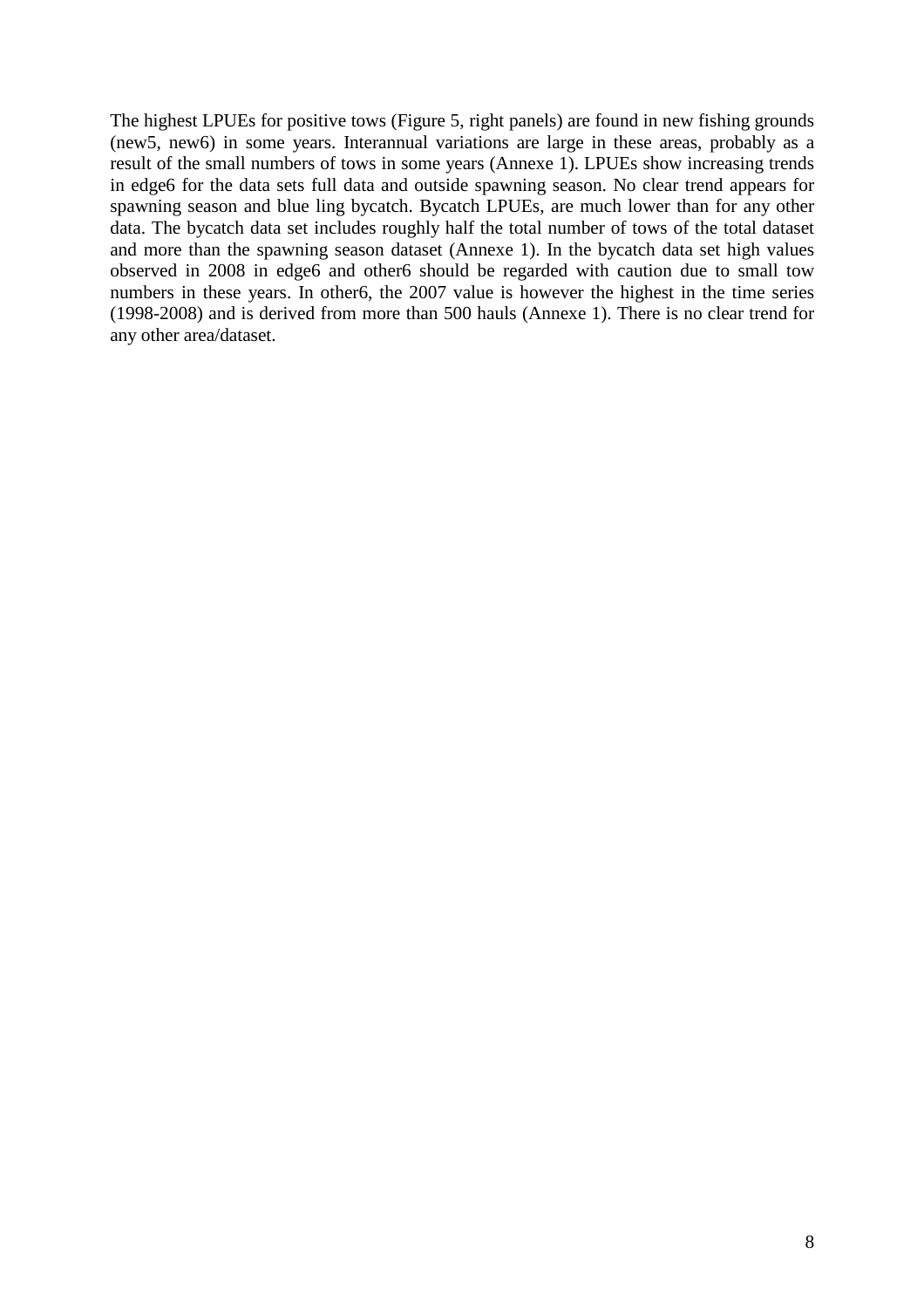The highest LPUEs for positive tows (Figure 5, right panels) are found in new fishing grounds (new5, new6) in some years. Interannual variations are large in these areas, probably as a result of the small numbers of tows in some years (Annexe 1). LPUEs show increasing trends in edge6 for the data sets full data and outside spawning season. No clear trend appears for spawning season and blue ling bycatch. Bycatch LPUEs, are much lower than for any other data. The bycatch data set includes roughly half the total number of tows of the total dataset and more than the spawning season dataset (Annexe 1). In the bycatch data set high values observed in 2008 in edge6 and other6 should be regarded with caution due to small tow numbers in these years. In other6, the 2007 value is however the highest in the time series (1998-2008) and is derived from more than 500 hauls (Annexe 1). There is no clear trend for any other area/dataset.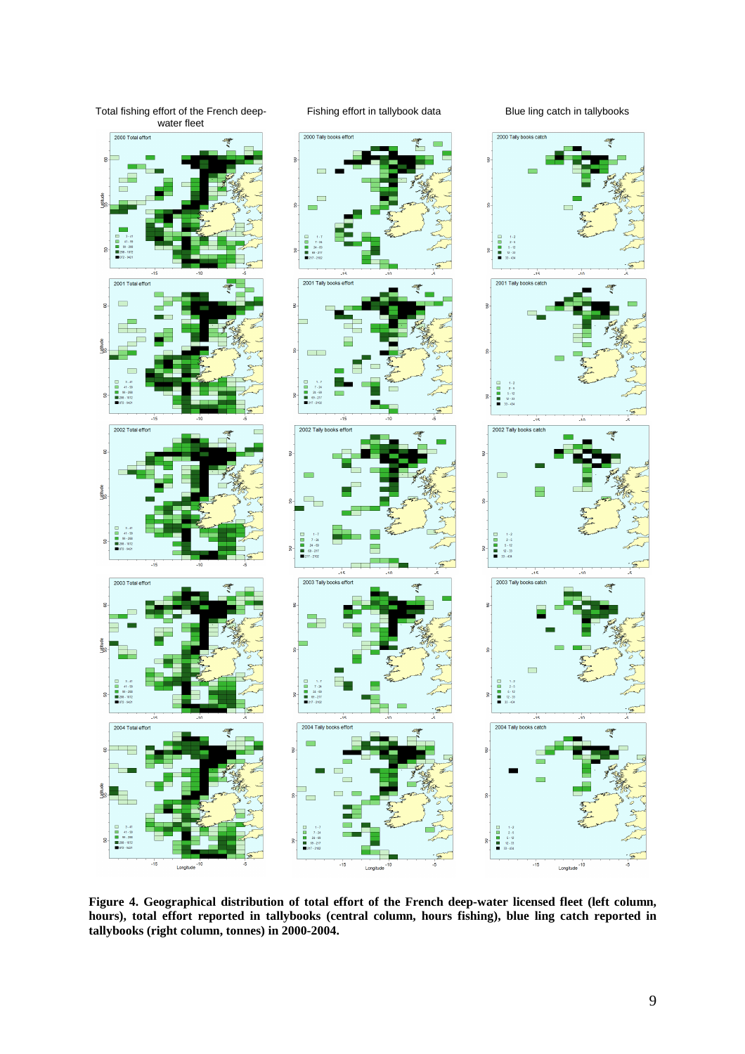Total fishing effort of the French deep-water fleet

Fishing effort in tallybook data

Blue ling catch in tallybooks

**Figure 4. Geographical distribution of total effort of the French deep-water licensed fleet (left column, hours), total effort reported in tallybooks (central column, hours fishing), blue ling catch reported in tallybooks (right column, tonnes) in 2000-2004.**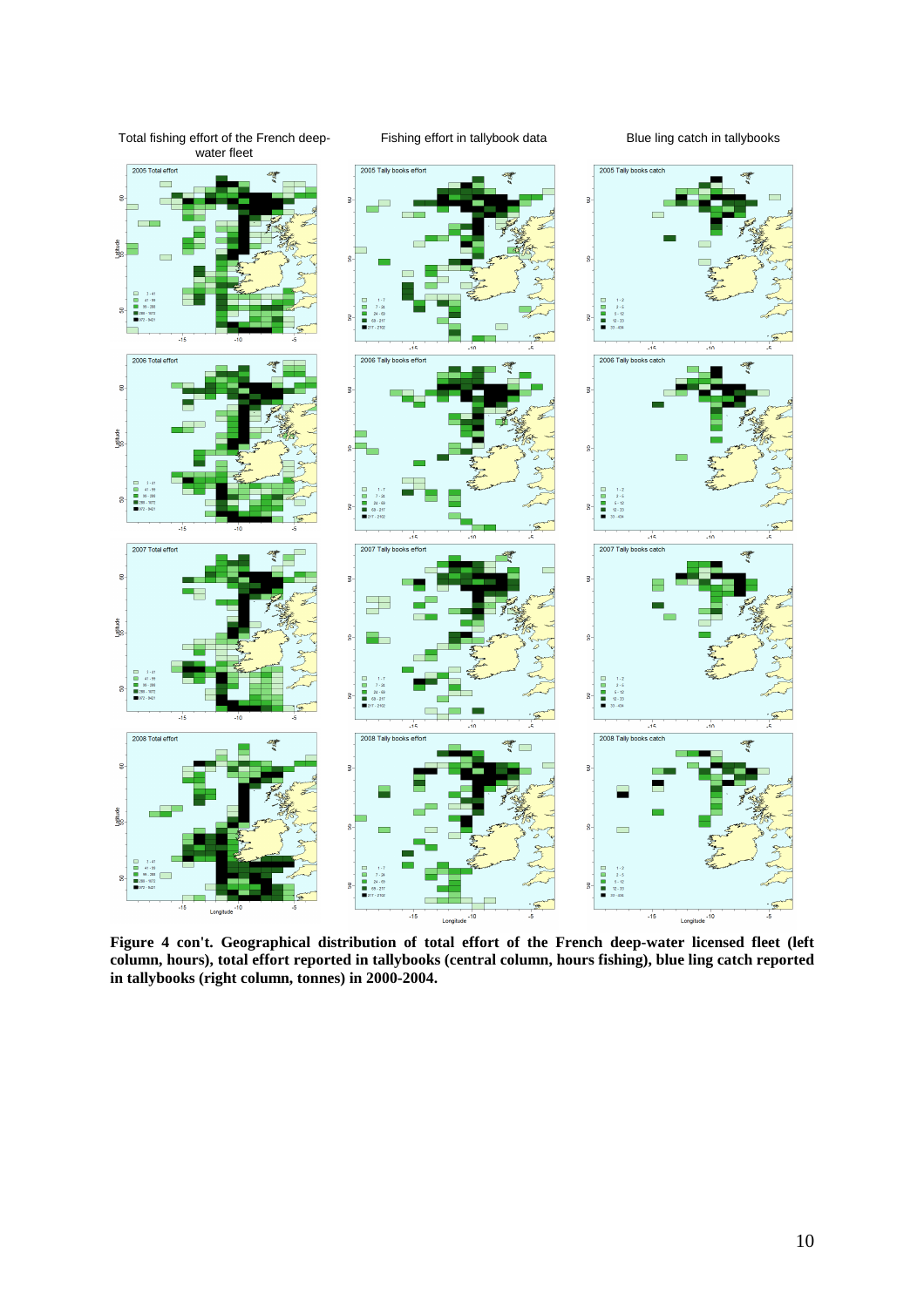Total fishing effort of the French deep-water fleet

Fishing effort in tallybook data

Blue ling catch in tallybooks

**Figure 4 con't. Geographical distribution of total effort of the French deep-water licensed fleet (left column, hours), total effort reported in tallybooks (central column, hours fishing), blue ling catch reported in tallybooks (right column, tonnes) in 2000-2004.**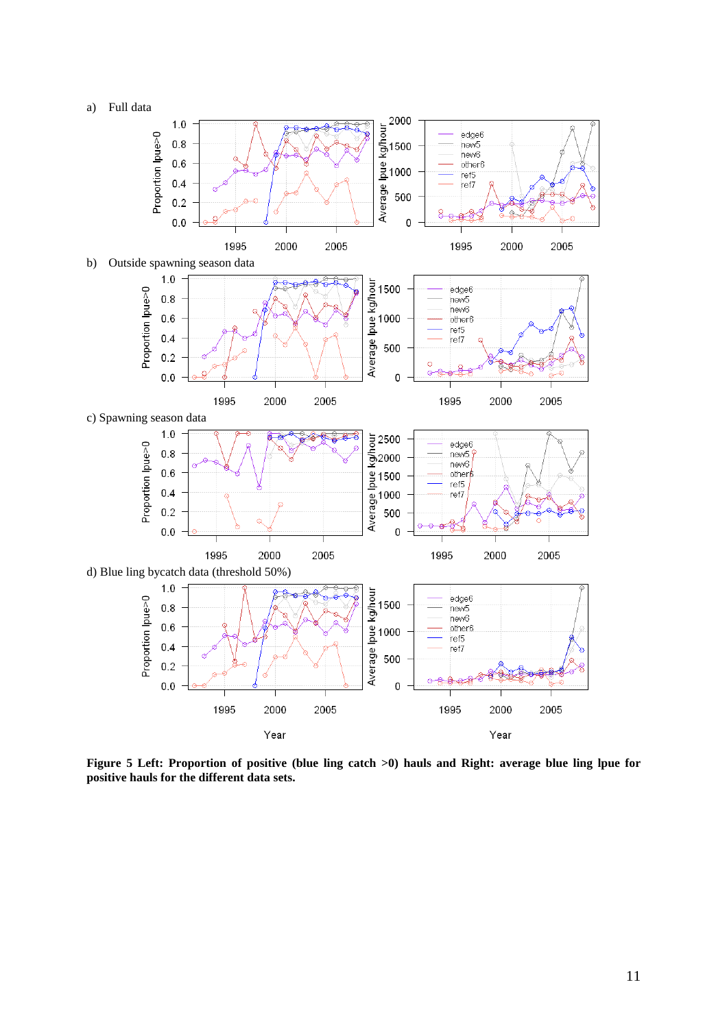a) Full data

b) Outside spawning season data

c) Spawning season data

d) Blue ling bycatch data (threshold 50%)

**Figure 5 Left: Proportion of positive (blue ling catch >0) hauls and Right: average blue ling lpue for positive hauls for the different data sets.**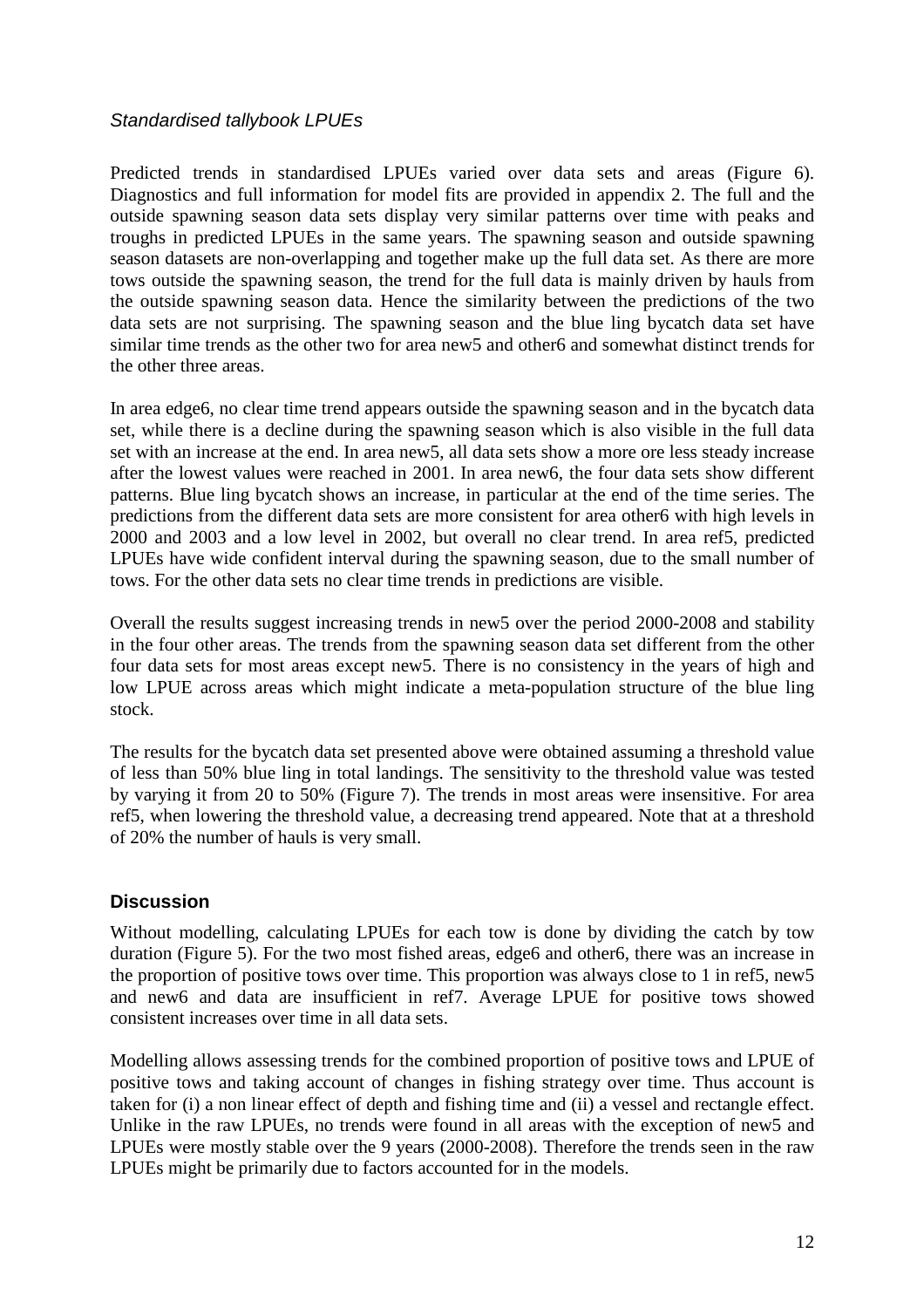*Standardised tallybook LPUEs*

Predicted trends in standardised LPUEs varied over data sets and areas (Figure 6). Diagnostics and full information for model fits are provided in appendix 2. The full and the outside spawning season data sets display very similar patterns over time with peaks and troughs in predicted LPUEs in the same years. The spawning season and outside spawning season datasets are non-overlapping and together make up the full data set. As there are more tows outside the spawning season, the trend for the full data is mainly driven by hauls from the outside spawning season data. Hence the similarity between the predictions of the two data sets are not surprising. The spawning season and the blue ling bycatch data set have similar time trends as the other two for area new5 and other6 and somewhat distinct trends for the other three areas.

In area edge6, no clear time trend appears outside the spawning season and in the bycatch data set, while there is a decline during the spawning season which is also visible in the full data set with an increase at the end. In area new5, all data sets show a more ore less steady increase after the lowest values were reached in 2001. In area new6, the four data sets show different patterns. Blue ling bycatch shows an increase, in particular at the end of the time series. The predictions from the different data sets are more consistent for area other6 with high levels in 2000 and 2003 and a low level in 2002, but overall no clear trend. In area ref5, predicted LPUEs have wide confident interval during the spawning season, due to the small number of tows. For the other data sets no clear time trends in predictions are visible.

Overall the results suggest increasing trends in new5 over the period 2000-2008 and stability in the four other areas. The trends from the spawning season data set different from the other four data sets for most areas except new5. There is no consistency in the years of high and low LPUE across areas which might indicate a meta-population structure of the blue ling stock.

The results for the bycatch data set presented above were obtained assuming a threshold value of less than 50% blue ling in total landings. The sensitivity to the threshold value was tested by varying it from 20 to 50% (Figure 7). The trends in most areas were insensitive. For area ref5, when lowering the threshold value, a decreasing trend appeared. Note that at a threshold of 20% the number of hauls is very small.

## Discussion

Without modelling, calculating LPUEs for each tow is done by dividing the catch by tow duration (Figure 5). For the two most fished areas, edge6 and other6, there was an increase in the proportion of positive tows over time. This proportion was always close to 1 in ref5, new5 and new6 and data are insufficient in ref7. Average LPUE for positive tows showed consistent increases over time in all data sets.

Modelling allows assessing trends for the combined proportion of positive tows and LPUE of positive tows and taking account of changes in fishing strategy over time. Thus account is taken for (i) a non linear effect of depth and fishing time and (ii) a vessel and rectangle effect. Unlike in the raw LPUEs, no trends were found in all areas with the exception of new5 and LPUEs were mostly stable over the 9 years (2000-2008). Therefore the trends seen in the raw LPUEs might be primarily due to factors accounted for in the models.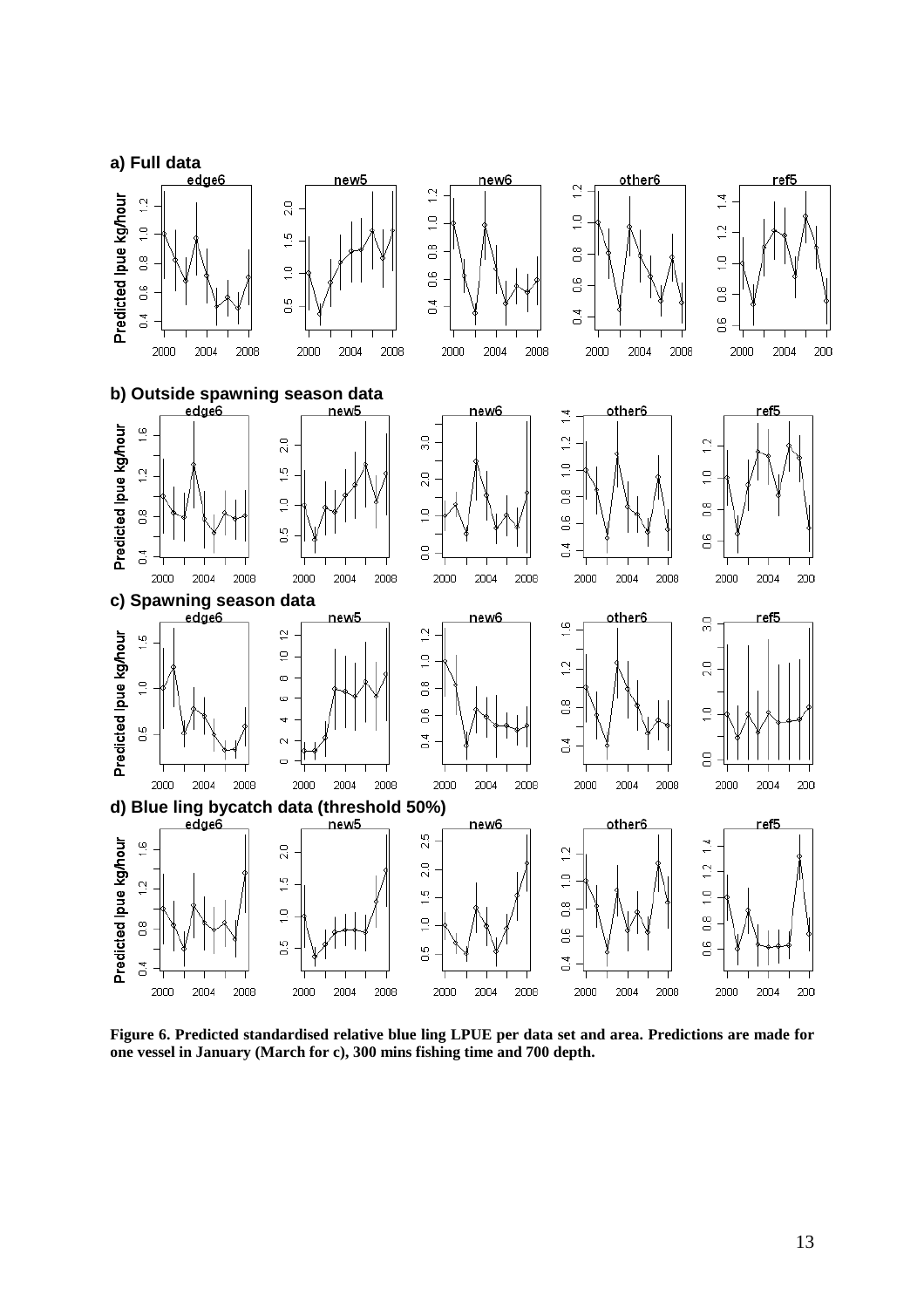**Figure 6. Predicted standardised relative blue ling LPUE per data set and area. Predictions are made for one vessel in January (March for c), 300 mins fishing time and 700 depth.**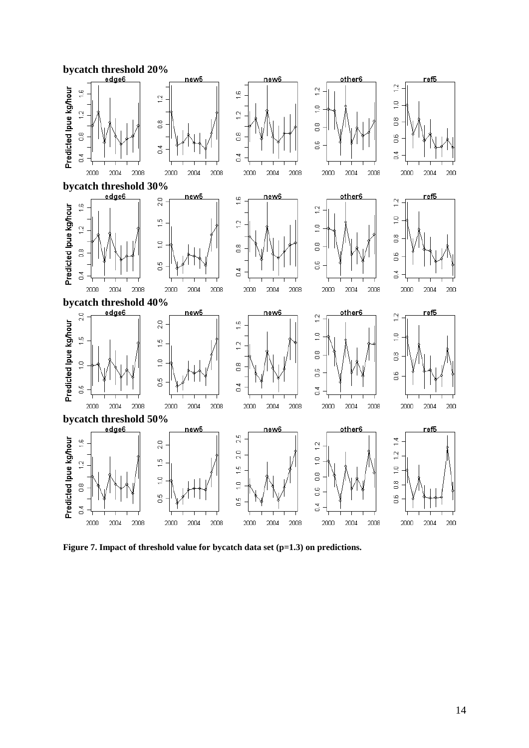**bycatch threshold 20%**

**bycatch threshold 30%**

**bycatch threshold 40%**

**bycatch threshold 50%**

**Figure 7. Impact of threshold value for bycatch data set (p=1.3) on predictions.**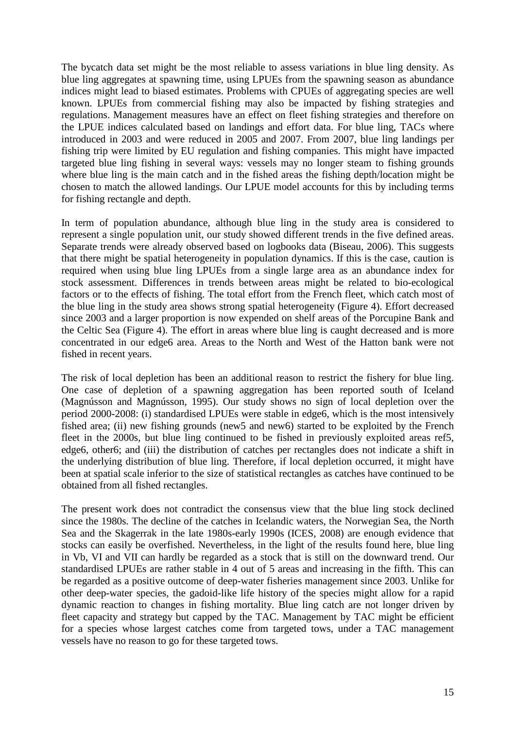The bycatch data set might be the most reliable to assess variations in blue ling density. As blue ling aggregates at spawning time, using LPUEs from the spawning season as abundance indices might lead to biased estimates. Problems with CPUEs of aggregating species are well known. LPUEs from commercial fishing may also be impacted by fishing strategies and regulations. Management measures have an effect on fleet fishing strategies and therefore on the LPUE indices calculated based on landings and effort data. For blue ling, TACs where introduced in 2003 and were reduced in 2005 and 2007. From 2007, blue ling landings per fishing trip were limited by EU regulation and fishing companies. This might have impacted targeted blue ling fishing in several ways: vessels may no longer steam to fishing grounds where blue ling is the main catch and in the fished areas the fishing depth/location might be chosen to match the allowed landings. Our LPUE model accounts for this by including terms for fishing rectangle and depth.

In term of population abundance, although blue ling in the study area is considered to represent a single population unit, our study showed different trends in the five defined areas. Separate trends were already observed based on logbooks data (Biseau, 2006). This suggests that there might be spatial heterogeneity in population dynamics. If this is the case, caution is required when using blue ling LPUEs from a single large area as an abundance index for stock assessment. Differences in trends between areas might be related to bio-ecological factors or to the effects of fishing. The total effort from the French fleet, which catch most of the blue ling in the study area shows strong spatial heterogeneity (Figure 4). Effort decreased since 2003 and a larger proportion is now expended on shelf areas of the Porcupine Bank and the Celtic Sea (Figure 4). The effort in areas where blue ling is caught decreased and is more concentrated in our edge6 area. Areas to the North and West of the Hatton bank were not fished in recent years.

The risk of local depletion has been an additional reason to restrict the fishery for blue ling. One case of depletion of a spawning aggregation has been reported south of Iceland (Magnússon and Magnússon, 1995). Our study shows no sign of local depletion over the period 2000-2008: (i) standardised LPUEs were stable in edge6, which is the most intensively fished area; (ii) new fishing grounds (new5 and new6) started to be exploited by the French fleet in the 2000s, but blue ling continued to be fished in previously exploited areas ref5, edge6, other6; and (iii) the distribution of catches per rectangles does not indicate a shift in the underlying distribution of blue ling. Therefore, if local depletion occurred, it might have been at spatial scale inferior to the size of statistical rectangles as catches have continued to be obtained from all fished rectangles.

The present work does not contradict the consensus view that the blue ling stock declined since the 1980s. The decline of the catches in Icelandic waters, the Norwegian Sea, the North Sea and the Skagerrak in the late 1980s-early 1990s (ICES, 2008) are enough evidence that stocks can easily be overfished. Nevertheless, in the light of the results found here, blue ling in Vb, VI and VII can hardly be regarded as a stock that is still on the downward trend. Our standardised LPUEs are rather stable in 4 out of 5 areas and increasing in the fifth. This can be regarded as a positive outcome of deep-water fisheries management since 2003. Unlike for other deep-water species, the gadoid-like life history of the species might allow for a rapid dynamic reaction to changes in fishing mortality. Blue ling catch are not longer driven by fleet capacity and strategy but capped by the TAC. Management by TAC might be efficient for a species whose largest catches come from targeted tows, under a TAC management vessels have no reason to go for these targeted tows.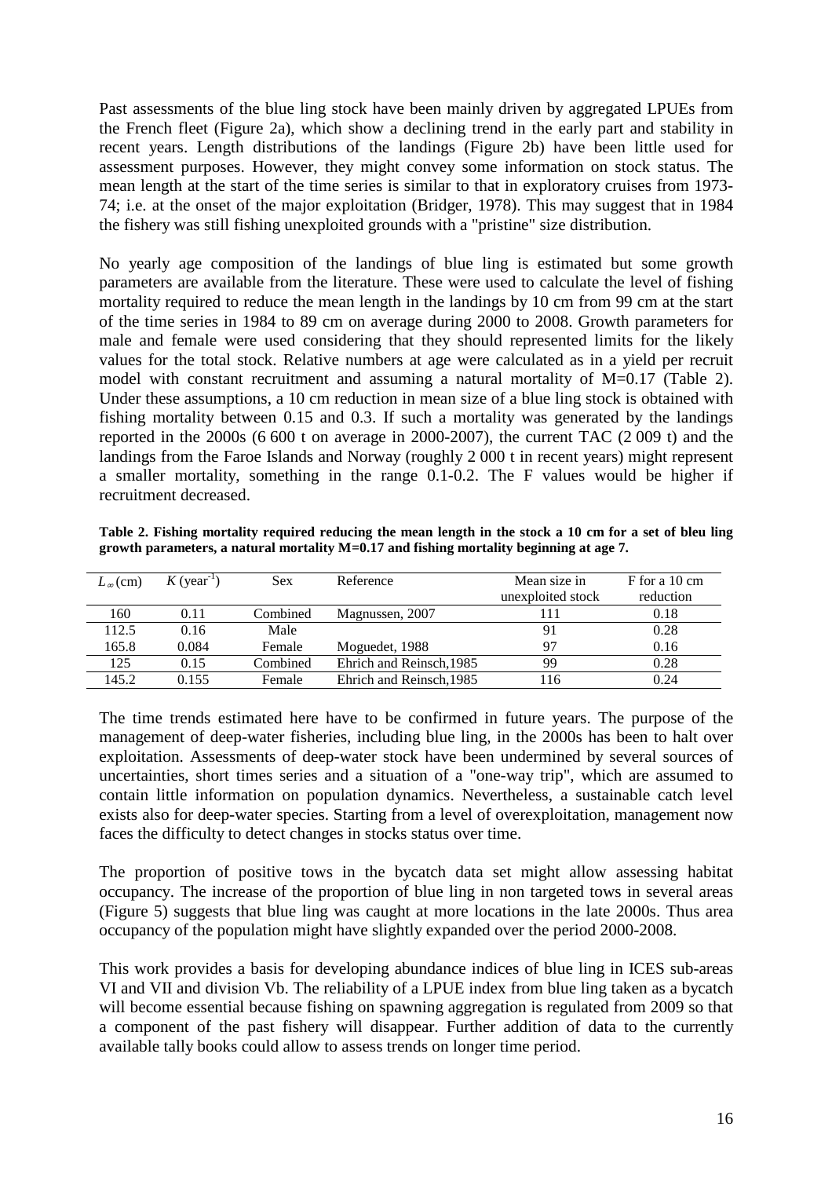Past assessments of the blue ling stock have been mainly driven by aggregated LPUEs from the French fleet (Figure 2a), which show a declining trend in the early part and stability in recent years. Length distributions of the landings (Figure 2b) have been little used for assessment purposes. However, they might convey some information on stock status. The mean length at the start of the time series is similar to that in exploratory cruises from 1973-74; i.e. at the onset of the major exploitation (Bridger, 1978). This may suggest that in 1984 the fishery was still fishing unexploited grounds with a "pristine" size distribution.

No yearly age composition of the landings of blue ling is estimated but some growth parameters are available from the literature. These were used to calculate the level of fishing mortality required to reduce the mean length in the landings by 10 cm from 99 cm at the start of the time series in 1984 to 89 cm on average during 2000 to 2008. Growth parameters for male and female were used considering that they should represented limits for the likely values for the total stock. Relative numbers at age were calculated as in a yield per recruit model with constant recruitment and assuming a natural mortality of M=0.17 (Table 2). Under these assumptions, a 10 cm reduction in mean size of a blue ling stock is obtained with fishing mortality between 0.15 and 0.3. If such a mortality was generated by the landings reported in the 2000s (6 600 t on average in 2000-2007), the current TAC (2 009 t) and the landings from the Faroe Islands and Norway (roughly 2 000 t in recent years) might represent a smaller mortality, something in the range 0.1-0.2. The F values would be higher if recruitment decreased.

**Table 2. Fishing mortality required reducing the mean length in the stock a 10 cm for a set of bleu ling growth parameters, a natural mortality M=0.17 and fishing mortality beginning at age 7.**

| $L_\infty$ (cm) | $K$ (year$^{-1}$) | Sex | Reference | Mean size in unexploited stock | F for a 10 cm reduction |
|---|---|---|---|---|---|
| 160 | 0.11 | Combined | Magnussen, 2007 | 111 | 0.18 |
| 112.5 | 0.16 | Male | | 91 | 0.28 |
| 165.8 | 0.084 | Female | Moguedet, 1988 | 97 | 0.16 |
| 125 | 0.15 | Combined | Ehrich and Reinsch,1985 | 99 | 0.28 |
| 145.2 | 0.155 | Female | Ehrich and Reinsch,1985 | 116 | 0.24 |

The time trends estimated here have to be confirmed in future years. The purpose of the management of deep-water fisheries, including blue ling, in the 2000s has been to halt over exploitation. Assessments of deep-water stock have been undermined by several sources of uncertainties, short times series and a situation of a "one-way trip", which are assumed to contain little information on population dynamics. Nevertheless, a sustainable catch level exists also for deep-water species. Starting from a level of overexploitation, management now faces the difficulty to detect changes in stocks status over time.

The proportion of positive tows in the bycatch data set might allow assessing habitat occupancy. The increase of the proportion of blue ling in non targeted tows in several areas (Figure 5) suggests that blue ling was caught at more locations in the late 2000s. Thus area occupancy of the population might have slightly expanded over the period 2000-2008.

This work provides a basis for developing abundance indices of blue ling in ICES sub-areas VI and VII and division Vb. The reliability of a LPUE index from blue ling taken as a bycatch will become essential because fishing on spawning aggregation is regulated from 2009 so that a component of the past fishery will disappear. Further addition of data to the currently available tally books could allow to assess trends on longer time period.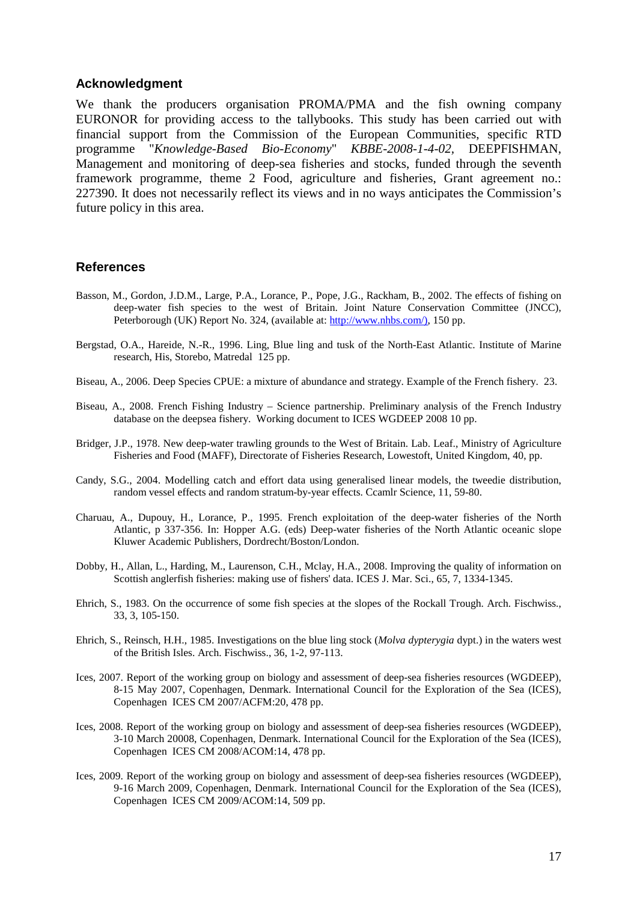## Acknowledgment

We thank the producers organisation PROMA/PMA and the fish owning company EURONOR for providing access to the tallybooks. This study has been carried out with financial support from the Commission of the European Communities, specific RTD programme "*Knowledge-Based Bio-Economy*" *KBBE-2008-1-4-02*, DEEPFISHMAN, Management and monitoring of deep-sea fisheries and stocks, funded through the seventh framework programme, theme 2 Food, agriculture and fisheries, Grant agreement no.: 227390. It does not necessarily reflect its views and in no ways anticipates the Commission's future policy in this area.

## References

Basson, M., Gordon, J.D.M., Large, P.A., Lorance, P., Pope, J.G., Rackham, B., 2002. The effects of fishing on deep-water fish species to the west of Britain. Joint Nature Conservation Committee (JNCC), Peterborough (UK) Report No. 324, (available at: http://www.nhbs.com/), 150 pp.

Bergstad, O.A., Hareide, N.-R., 1996. Ling, Blue ling and tusk of the North-East Atlantic. Institute of Marine research, His, Storebo, Matredal 125 pp.

Biseau, A., 2006. Deep Species CPUE: a mixture of abundance and strategy. Example of the French fishery. 23.

Biseau, A., 2008. French Fishing Industry – Science partnership. Preliminary analysis of the French Industry database on the deepsea fishery. Working document to ICES WGDEEP 2008 10 pp.

Bridger, J.P., 1978. New deep-water trawling grounds to the West of Britain. Lab. Leaf., Ministry of Agriculture Fisheries and Food (MAFF), Directorate of Fisheries Research, Lowestoft, United Kingdom, 40, pp.

Candy, S.G., 2004. Modelling catch and effort data using generalised linear models, the tweedie distribution, random vessel effects and random stratum-by-year effects. Ccamlr Science, 11, 59-80.

Charuau, A., Dupouy, H., Lorance, P., 1995. French exploitation of the deep-water fisheries of the North Atlantic, p 337-356. In: Hopper A.G. (eds) Deep-water fisheries of the North Atlantic oceanic slope Kluwer Academic Publishers, Dordrecht/Boston/London.

Dobby, H., Allan, L., Harding, M., Laurenson, C.H., Mclay, H.A., 2008. Improving the quality of information on Scottish anglerfish fisheries: making use of fishers' data. ICES J. Mar. Sci., 65, 7, 1334-1345.

Ehrich, S., 1983. On the occurrence of some fish species at the slopes of the Rockall Trough. Arch. Fischwiss., 33, 3, 105-150.

Ehrich, S., Reinsch, H.H., 1985. Investigations on the blue ling stock (*Molva dypterygia* dypt.) in the waters west of the British Isles. Arch. Fischwiss., 36, 1-2, 97-113.

Ices, 2007. Report of the working group on biology and assessment of deep-sea fisheries resources (WGDEEP), 8-15 May 2007, Copenhagen, Denmark. International Council for the Exploration of the Sea (ICES), Copenhagen ICES CM 2007/ACFM:20, 478 pp.

Ices, 2008. Report of the working group on biology and assessment of deep-sea fisheries resources (WGDEEP), 3-10 March 20008, Copenhagen, Denmark. International Council for the Exploration of the Sea (ICES), Copenhagen ICES CM 2008/ACOM:14, 478 pp.

Ices, 2009. Report of the working group on biology and assessment of deep-sea fisheries resources (WGDEEP), 9-16 March 2009, Copenhagen, Denmark. International Council for the Exploration of the Sea (ICES), Copenhagen ICES CM 2009/ACOM:14, 509 pp.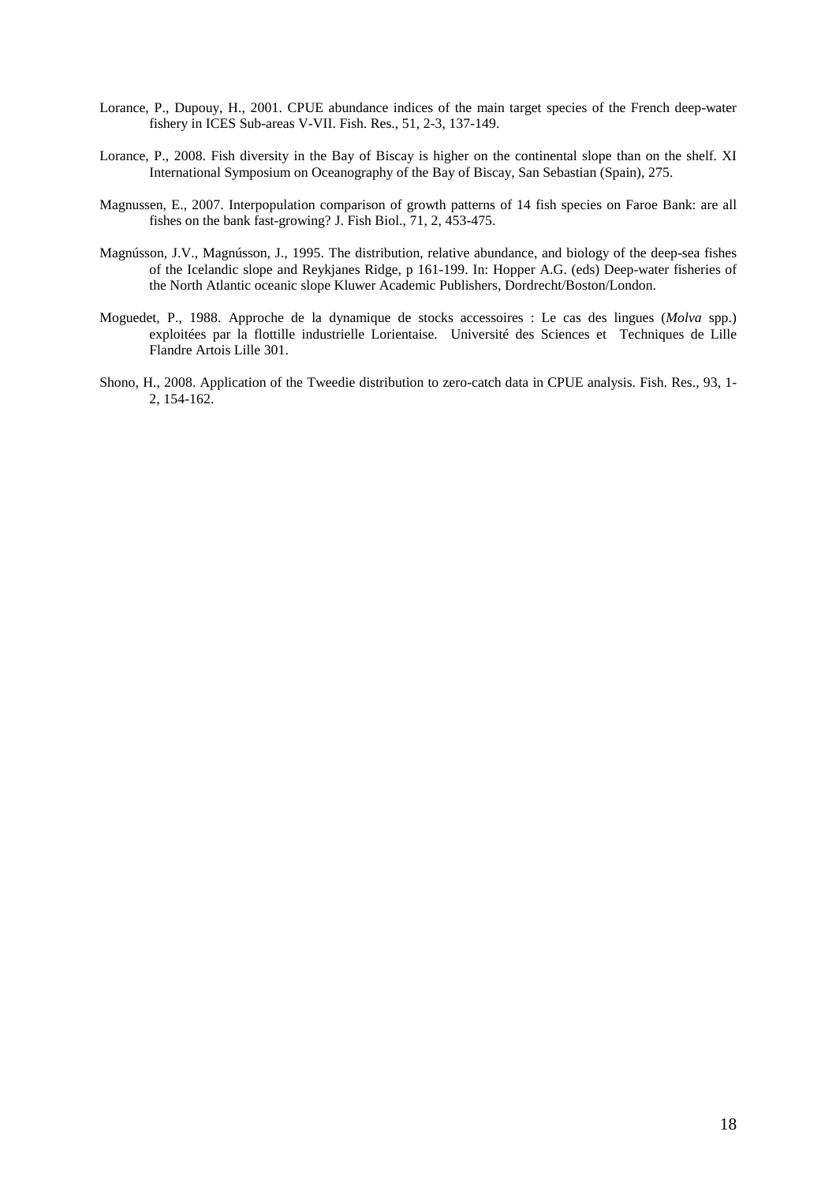Lorance, P., Dupouy, H., 2001. CPUE abundance indices of the main target species of the French deep-water fishery in ICES Sub-areas V-VII. Fish. Res., 51, 2-3, 137-149.

Lorance, P., 2008. Fish diversity in the Bay of Biscay is higher on the continental slope than on the shelf. XI International Symposium on Oceanography of the Bay of Biscay, San Sebastian (Spain), 275.

Magnussen, E., 2007. Interpopulation comparison of growth patterns of 14 fish species on Faroe Bank: are all fishes on the bank fast-growing? J. Fish Biol., 71, 2, 453-475.

Magnússon, J.V., Magnússon, J., 1995. The distribution, relative abundance, and biology of the deep-sea fishes of the Icelandic slope and Reykjanes Ridge, p 161-199. In: Hopper A.G. (eds) Deep-water fisheries of the North Atlantic oceanic slope Kluwer Academic Publishers, Dordrecht/Boston/London.

Moguedet, P., 1988. Approche de la dynamique de stocks accessoires : Le cas des lingues (*Molva* spp.) exploitées par la flottille industrielle Lorientaise. Université des Sciences et Techniques de Lille Flandre Artois Lille 301.

Shono, H., 2008. Application of the Tweedie distribution to zero-catch data in CPUE analysis. Fish. Res., 93, 1-2, 154-162.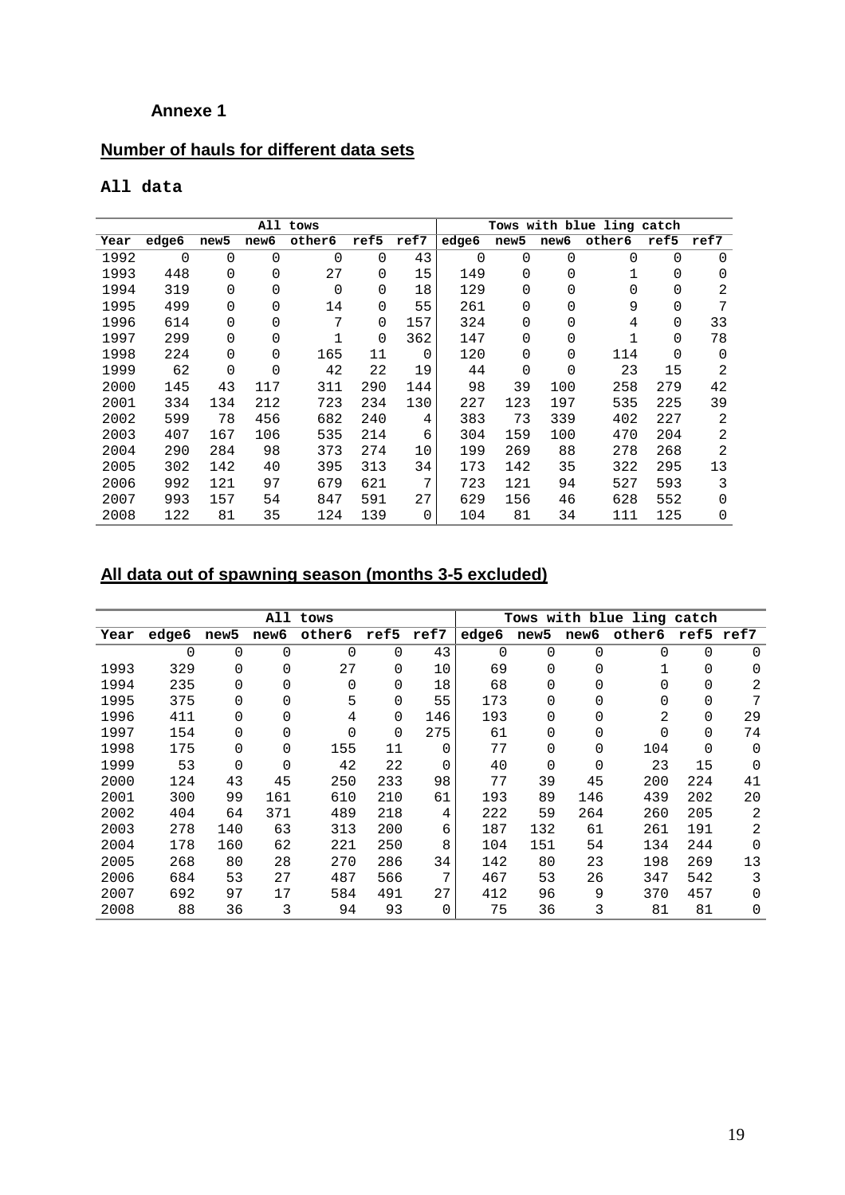### Annexe 1

## Number of hauls for different data sets

### All data

| | All tows | | | | | | Tows with blue ling catch | | | | | |
|---|---|---|---|---|---|---|---|---|---|---|---|---|
| Year | edge6 | new5 | new6 | other6 | ref5 | ref7 | edge6 | new5 | new6 | other6 | ref5 | ref7 |
| 1992 | 0 | 0 | 0 | 0 | 0 | 43 | 0 | 0 | 0 | 0 | 0 | 0 |
| 1993 | 448 | 0 | 0 | 27 | 0 | 15 | 149 | 0 | 0 | 1 | 0 | 0 |
| 1994 | 319 | 0 | 0 | 0 | 0 | 18 | 129 | 0 | 0 | 0 | 0 | 2 |
| 1995 | 499 | 0 | 0 | 14 | 0 | 55 | 261 | 0 | 0 | 9 | 0 | 7 |
| 1996 | 614 | 0 | 0 | 7 | 0 | 157 | 324 | 0 | 0 | 4 | 0 | 33 |
| 1997 | 299 | 0 | 0 | 1 | 0 | 362 | 147 | 0 | 0 | 1 | 0 | 78 |
| 1998 | 224 | 0 | 0 | 165 | 11 | 0 | 120 | 0 | 0 | 114 | 0 | 0 |
| 1999 | 62 | 0 | 0 | 42 | 22 | 19 | 44 | 0 | 0 | 23 | 15 | 2 |
| 2000 | 145 | 43 | 117 | 311 | 290 | 144 | 98 | 39 | 100 | 258 | 279 | 42 |
| 2001 | 334 | 134 | 212 | 723 | 234 | 130 | 227 | 123 | 197 | 535 | 225 | 39 |
| 2002 | 599 | 78 | 456 | 682 | 240 | 4 | 383 | 73 | 339 | 402 | 227 | 2 |
| 2003 | 407 | 167 | 106 | 535 | 214 | 6 | 304 | 159 | 100 | 470 | 204 | 2 |
| 2004 | 290 | 284 | 98 | 373 | 274 | 10 | 199 | 269 | 88 | 278 | 268 | 2 |
| 2005 | 302 | 142 | 40 | 395 | 313 | 34 | 173 | 142 | 35 | 322 | 295 | 13 |
| 2006 | 992 | 121 | 97 | 679 | 621 | 7 | 723 | 121 | 94 | 527 | 593 | 3 |
| 2007 | 993 | 157 | 54 | 847 | 591 | 27 | 629 | 156 | 46 | 628 | 552 | 0 |
| 2008 | 122 | 81 | 35 | 124 | 139 | 0 | 104 | 81 | 34 | 111 | 125 | 0 |

## All data out of spawning season (months 3-5 excluded)

| | All tows | | | | | | Tows with blue ling catch | | | | | |
|---|---|---|---|---|---|---|---|---|---|---|---|---|
| Year | edge6 | new5 | new6 | other6 | ref5 | ref7 | edge6 | new5 | new6 | other6 | ref5 | ref7 |
| | 0 | 0 | 0 | 0 | 0 | 43 | 0 | 0 | 0 | 0 | 0 | 0 |
| 1993 | 329 | 0 | 0 | 27 | 0 | 10 | 69 | 0 | 0 | 1 | 0 | 0 |
| 1994 | 235 | 0 | 0 | 0 | 0 | 18 | 68 | 0 | 0 | 0 | 0 | 2 |
| 1995 | 375 | 0 | 0 | 5 | 0 | 55 | 173 | 0 | 0 | 0 | 0 | 7 |
| 1996 | 411 | 0 | 0 | 4 | 0 | 146 | 193 | 0 | 0 | 2 | 0 | 29 |
| 1997 | 154 | 0 | 0 | 0 | 0 | 275 | 61 | 0 | 0 | 0 | 0 | 74 |
| 1998 | 175 | 0 | 0 | 155 | 11 | 0 | 77 | 0 | 0 | 104 | 0 | 0 |
| 1999 | 53 | 0 | 0 | 42 | 22 | 0 | 40 | 0 | 0 | 23 | 15 | 0 |
| 2000 | 124 | 43 | 45 | 250 | 233 | 98 | 77 | 39 | 45 | 200 | 224 | 41 |
| 2001 | 300 | 99 | 161 | 610 | 210 | 61 | 193 | 89 | 146 | 439 | 202 | 20 |
| 2002 | 404 | 64 | 371 | 489 | 218 | 4 | 222 | 59 | 264 | 260 | 205 | 2 |
| 2003 | 278 | 140 | 63 | 313 | 200 | 6 | 187 | 132 | 61 | 261 | 191 | 2 |
| 2004 | 178 | 160 | 62 | 221 | 250 | 8 | 104 | 151 | 54 | 134 | 244 | 0 |
| 2005 | 268 | 80 | 28 | 270 | 286 | 34 | 142 | 80 | 23 | 198 | 269 | 13 |
| 2006 | 684 | 53 | 27 | 487 | 566 | 7 | 467 | 53 | 26 | 347 | 542 | 3 |
| 2007 | 692 | 97 | 17 | 584 | 491 | 27 | 412 | 96 | 9 | 370 | 457 | 0 |
| 2008 | 88 | 36 | 3 | 94 | 93 | 0 | 75 | 36 | 3 | 81 | 81 | 0 |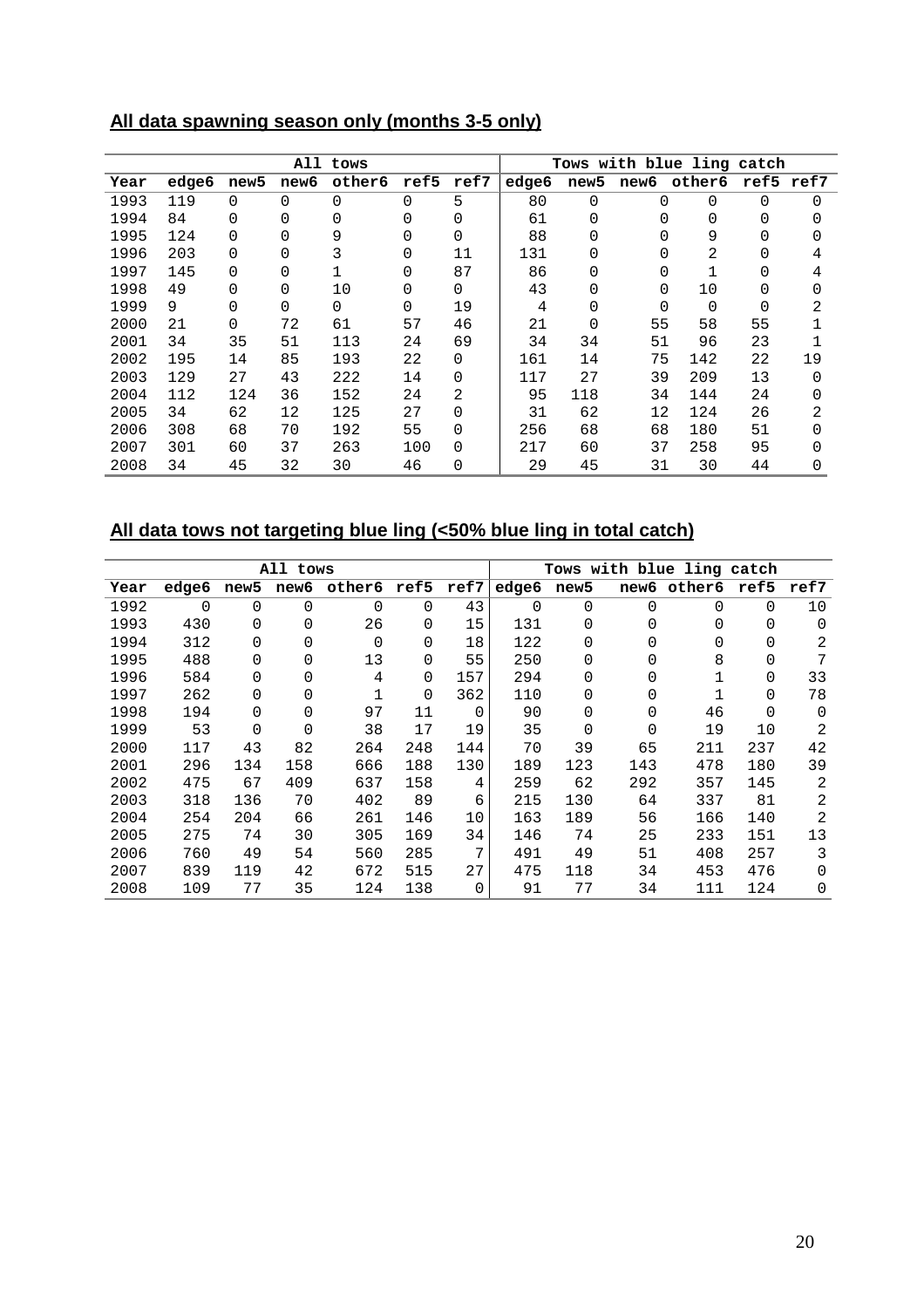**All data spawning season only (months 3-5 only)**

| | All tows | | | | | | Tows with blue ling catch | | | | | |
|---|---|---|---|---|---|---|---|---|---|---|---|---|
| Year | edge6 | new5 | new6 | other6 | ref5 | ref7 | edge6 | new5 | new6 | other6 | ref5 | ref7 |
| 1993 | 119 | 0 | 0 | 0 | 0 | 5 | 80 | 0 | 0 | 0 | 0 | 0 |
| 1994 | 84 | 0 | 0 | 0 | 0 | 0 | 61 | 0 | 0 | 0 | 0 | 0 |
| 1995 | 124 | 0 | 0 | 9 | 0 | 0 | 88 | 0 | 0 | 9 | 0 | 0 |
| 1996 | 203 | 0 | 0 | 3 | 0 | 11 | 131 | 0 | 0 | 2 | 0 | 4 |
| 1997 | 145 | 0 | 0 | 1 | 0 | 87 | 86 | 0 | 0 | 1 | 0 | 4 |
| 1998 | 49 | 0 | 0 | 10 | 0 | 0 | 43 | 0 | 0 | 10 | 0 | 0 |
| 1999 | 9 | 0 | 0 | 0 | 0 | 19 | 4 | 0 | 0 | 0 | 0 | 2 |
| 2000 | 21 | 0 | 72 | 61 | 57 | 46 | 21 | 0 | 55 | 58 | 55 | 1 |
| 2001 | 34 | 35 | 51 | 113 | 24 | 69 | 34 | 34 | 51 | 96 | 23 | 1 |
| 2002 | 195 | 14 | 85 | 193 | 22 | 0 | 161 | 14 | 75 | 142 | 22 | 19 |
| 2003 | 129 | 27 | 43 | 222 | 14 | 0 | 117 | 27 | 39 | 209 | 13 | 0 |
| 2004 | 112 | 124 | 36 | 152 | 24 | 2 | 95 | 118 | 34 | 144 | 24 | 0 |
| 2005 | 34 | 62 | 12 | 125 | 27 | 0 | 31 | 62 | 12 | 124 | 26 | 2 |
| 2006 | 308 | 68 | 70 | 192 | 55 | 0 | 256 | 68 | 68 | 180 | 51 | 0 |
| 2007 | 301 | 60 | 37 | 263 | 100 | 0 | 217 | 60 | 37 | 258 | 95 | 0 |
| 2008 | 34 | 45 | 32 | 30 | 46 | 0 | 29 | 45 | 31 | 30 | 44 | 0 |

**All data tows not targeting blue ling (<50% blue ling in total catch)**

| | All tows | | | | | | Tows with blue ling catch | | | | | |
|---|---|---|---|---|---|---|---|---|---|---|---|---|
| Year | edge6 | new5 | new6 | other6 | ref5 | ref7 | edge6 | new5 | new6 | other6 | ref5 | ref7 |
| 1992 | 0 | 0 | 0 | 0 | 0 | 43 | 0 | 0 | 0 | 0 | 0 | 10 |
| 1993 | 430 | 0 | 0 | 26 | 0 | 15 | 131 | 0 | 0 | 0 | 0 | 0 |
| 1994 | 312 | 0 | 0 | 0 | 0 | 18 | 122 | 0 | 0 | 0 | 0 | 2 |
| 1995 | 488 | 0 | 0 | 13 | 0 | 55 | 250 | 0 | 0 | 8 | 0 | 7 |
| 1996 | 584 | 0 | 0 | 4 | 0 | 157 | 294 | 0 | 0 | 1 | 0 | 33 |
| 1997 | 262 | 0 | 0 | 1 | 0 | 362 | 110 | 0 | 0 | 1 | 0 | 78 |
| 1998 | 194 | 0 | 0 | 97 | 11 | 0 | 90 | 0 | 0 | 46 | 0 | 0 |
| 1999 | 53 | 0 | 0 | 38 | 17 | 19 | 35 | 0 | 0 | 19 | 10 | 2 |
| 2000 | 117 | 43 | 82 | 264 | 248 | 144 | 70 | 39 | 65 | 211 | 237 | 42 |
| 2001 | 296 | 134 | 158 | 666 | 188 | 130 | 189 | 123 | 143 | 478 | 180 | 39 |
| 2002 | 475 | 67 | 409 | 637 | 158 | 4 | 259 | 62 | 292 | 357 | 145 | 2 |
| 2003 | 318 | 136 | 70 | 402 | 89 | 6 | 215 | 130 | 64 | 337 | 81 | 2 |
| 2004 | 254 | 204 | 66 | 261 | 146 | 10 | 163 | 189 | 56 | 166 | 140 | 2 |
| 2005 | 275 | 74 | 30 | 305 | 169 | 34 | 146 | 74 | 25 | 233 | 151 | 13 |
| 2006 | 760 | 49 | 54 | 560 | 285 | 7 | 491 | 49 | 51 | 408 | 257 | 3 |
| 2007 | 839 | 119 | 42 | 672 | 515 | 27 | 475 | 118 | 34 | 453 | 476 | 0 |
| 2008 | 109 | 77 | 35 | 124 | 138 | 0 | 91 | 77 | 34 | 111 | 124 | 0 |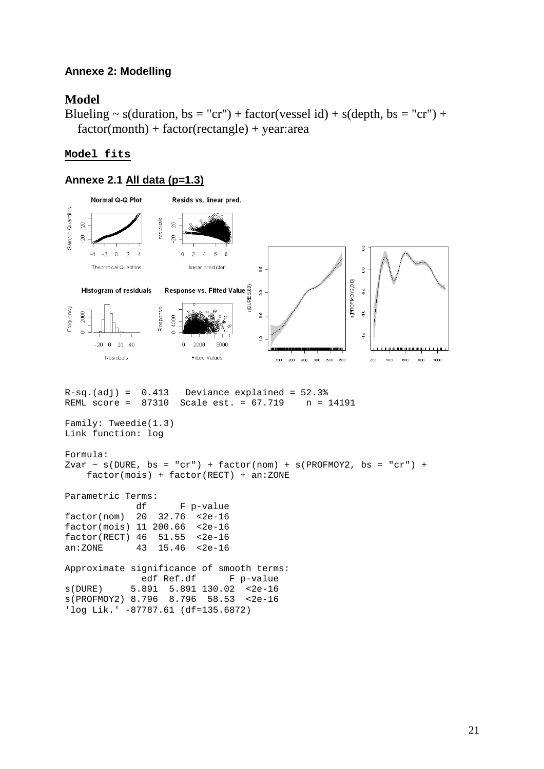**Annexe 2: Modelling**

## Model

Blueling ~ s(duration, bs = "cr") + factor(vessel id) + s(depth, bs = "cr") + factor(month) + factor(rectangle) + year:area

**Model fits**

### Annexe 2.1 All data (p=1.3)

```
R-sq.(adj) =  0.413   Deviance explained = 52.3%
REML score =  87310  Scale est. = 67.719    n = 14191

Family: Tweedie(1.3)
Link function: log

Formula:
Zvar ~ s(DURE, bs = "cr") + factor(nom) + s(PROFMOY2, bs = "cr") +
    factor(mois) + factor(RECT) + an:ZONE

Parametric Terms:
             df      F p-value
factor(nom)  20  32.76  <2e-16
factor(mois) 11 200.66  <2e-16
factor(RECT) 46  51.55  <2e-16
an:ZONE      43  15.46  <2e-16

Approximate significance of smooth terms:
              edf Ref.df      F p-value
s(DURE)     5.891  5.891 130.02  <2e-16
s(PROFMOY2) 8.796  8.796  58.53  <2e-16
'log Lik.' -87787.61 (df=135.6872)
```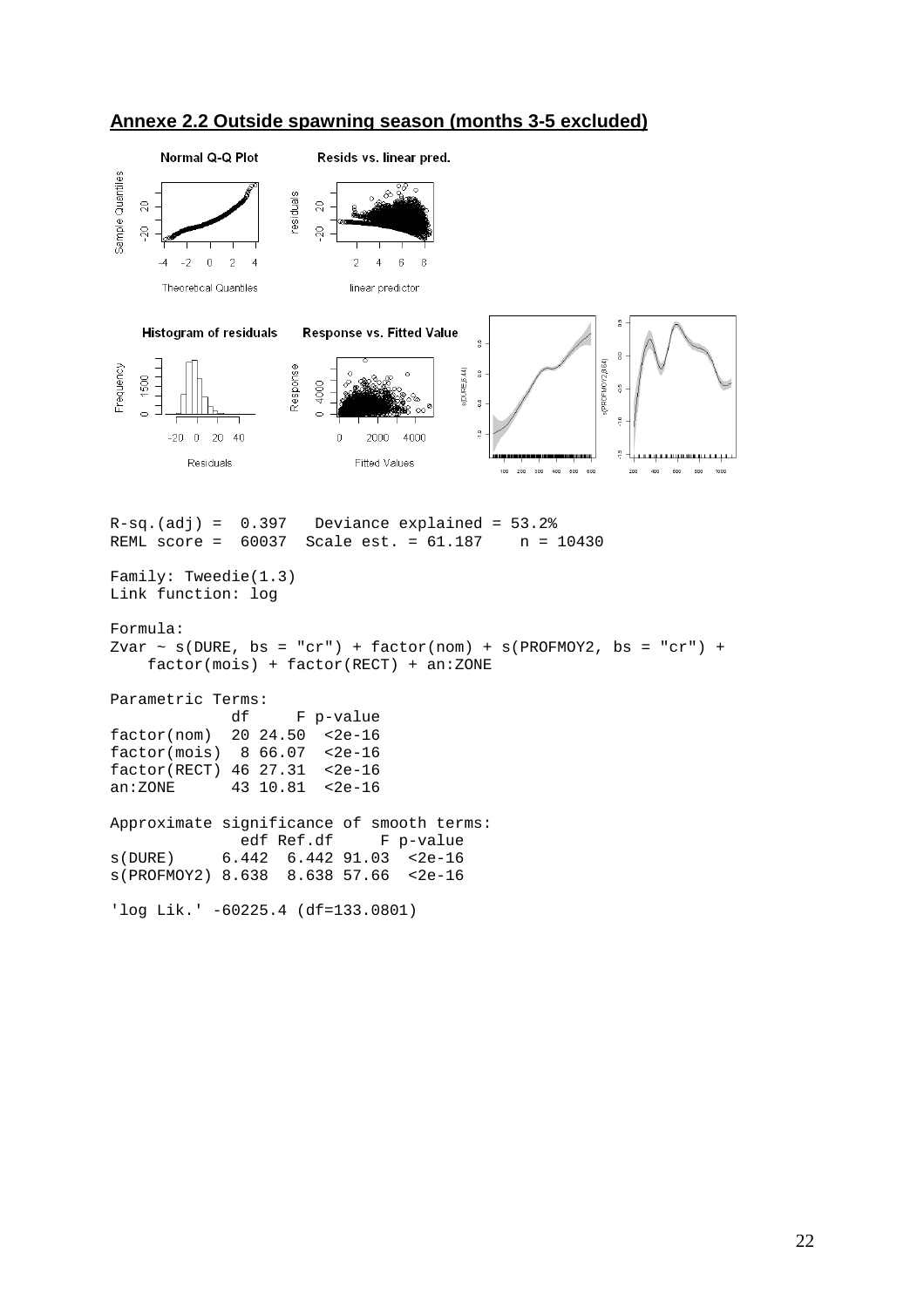## Annexe 2.2 Outside spawning season (months 3-5 excluded)

```
R-sq.(adj) =  0.397   Deviance explained = 53.2%
REML score =  60037  Scale est. = 61.187    n = 10430

Family: Tweedie(1.3)
Link function: log

Formula:
Zvar ~ s(DURE, bs = "cr") + factor(nom) + s(PROFMOY2, bs = "cr") +
    factor(mois) + factor(RECT) + an:ZONE

Parametric Terms:
             df     F p-value
factor(nom)  20 24.50  <2e-16
factor(mois)  8 66.07  <2e-16
factor(RECT) 46 27.31  <2e-16
an:ZONE      43 10.81  <2e-16

Approximate significance of smooth terms:
              edf Ref.df     F p-value
s(DURE)     6.442  6.442 91.03  <2e-16
s(PROFMOY2) 8.638  8.638 57.66  <2e-16

'log Lik.' -60225.4 (df=133.0801)
```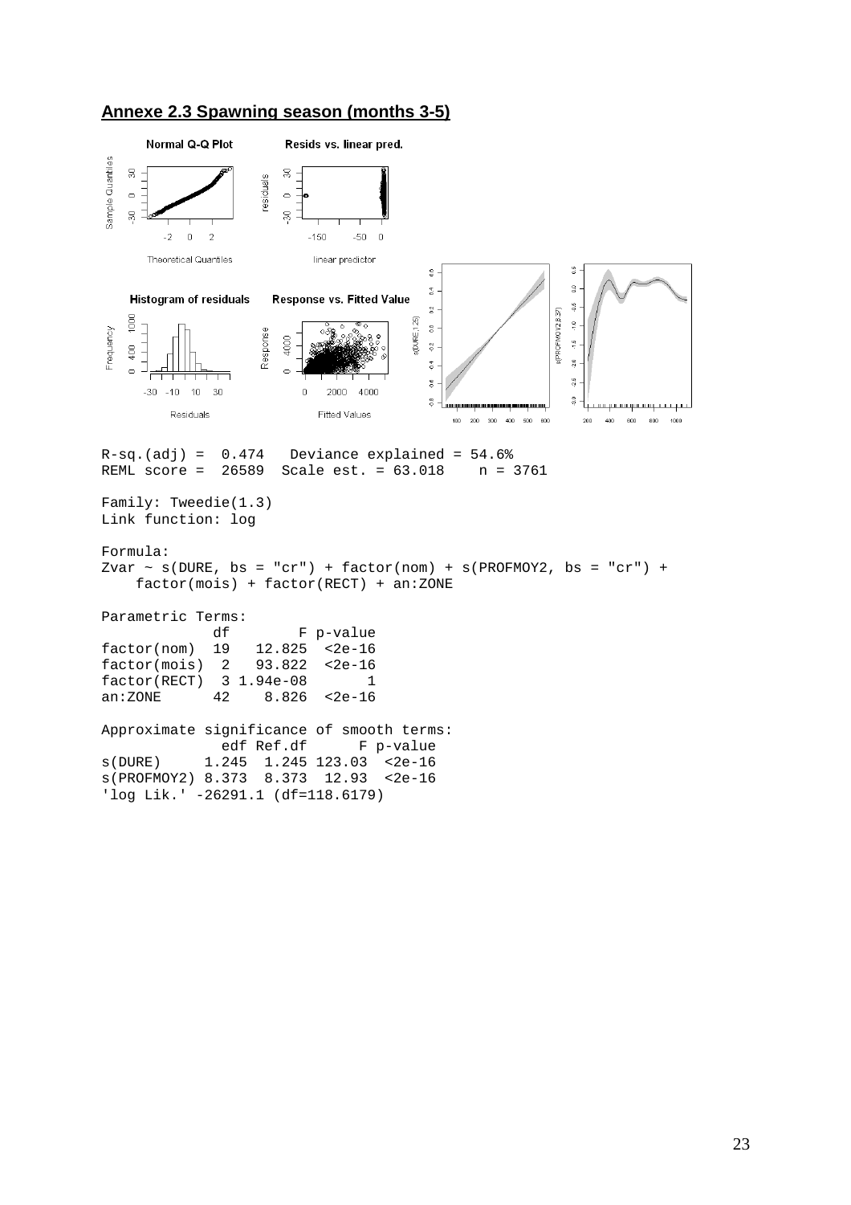## Annexe 2.3 Spawning season (months 3-5)

```
R-sq.(adj) =  0.474   Deviance explained = 54.6%
REML score =  26589  Scale est. = 63.018    n = 3761

Family: Tweedie(1.3)
Link function: log

Formula:
Zvar ~ s(DURE, bs = "cr") + factor(nom) + s(PROFMOY2, bs = "cr") +
    factor(mois) + factor(RECT) + an:ZONE

Parametric Terms:
             df        F p-value
factor(nom)  19   12.825  <2e-16
factor(mois)  2   93.822  <2e-16
factor(RECT)  3 1.94e-08       1
an:ZONE      42    8.826  <2e-16

Approximate significance of smooth terms:
             edf Ref.df      F p-value
s(DURE)     1.245  1.245 123.03  <2e-16
s(PROFMOY2) 8.373  8.373  12.93  <2e-16
'log Lik.' -26291.1 (df=118.6179)
```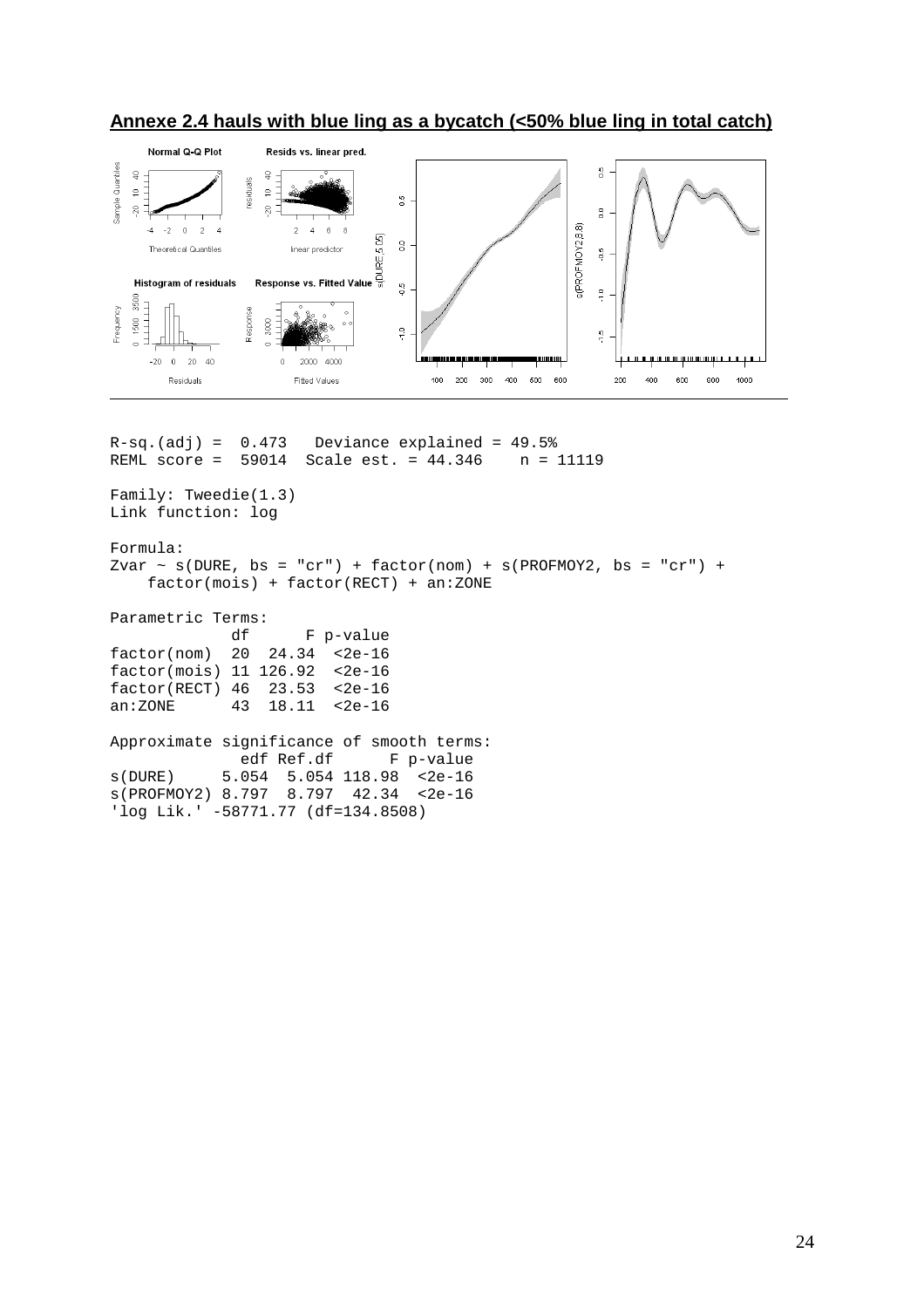## Annexe 2.4 hauls with blue ling as a bycatch (<50% blue ling in total catch)

```
R-sq.(adj) =  0.473   Deviance explained = 49.5%
REML score =  59014  Scale est. = 44.346    n = 11119

Family: Tweedie(1.3)
Link function: log

Formula:
Zvar ~ s(DURE, bs = "cr") + factor(nom) + s(PROFMOY2, bs = "cr") +
    factor(mois) + factor(RECT) + an:ZONE

Parametric Terms:
             df      F p-value
factor(nom)  20  24.34  <2e-16
factor(mois) 11 126.92  <2e-16
factor(RECT) 46  23.53  <2e-16
an:ZONE      43  18.11  <2e-16

Approximate significance of smooth terms:
              edf Ref.df      F p-value
s(DURE)     5.054  5.054 118.98  <2e-16
s(PROFMOY2) 8.797  8.797  42.34  <2e-16
'log Lik.' -58771.77 (df=134.8508)
```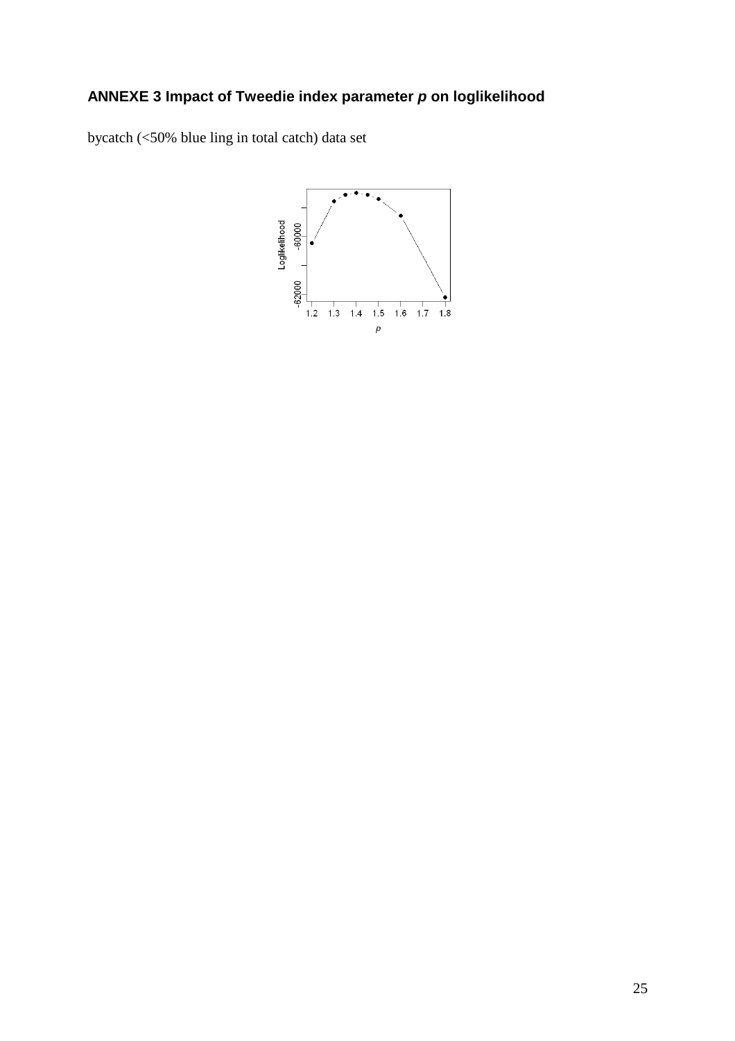## ANNEXE 3 Impact of Tweedie index parameter *p* on loglikelihood

bycatch (<50% blue ling in total catch) data set

Loglikelihood

-60000

-62000

1.2 1.3 1.4 1.5 1.6 1.7 1.8

*p*